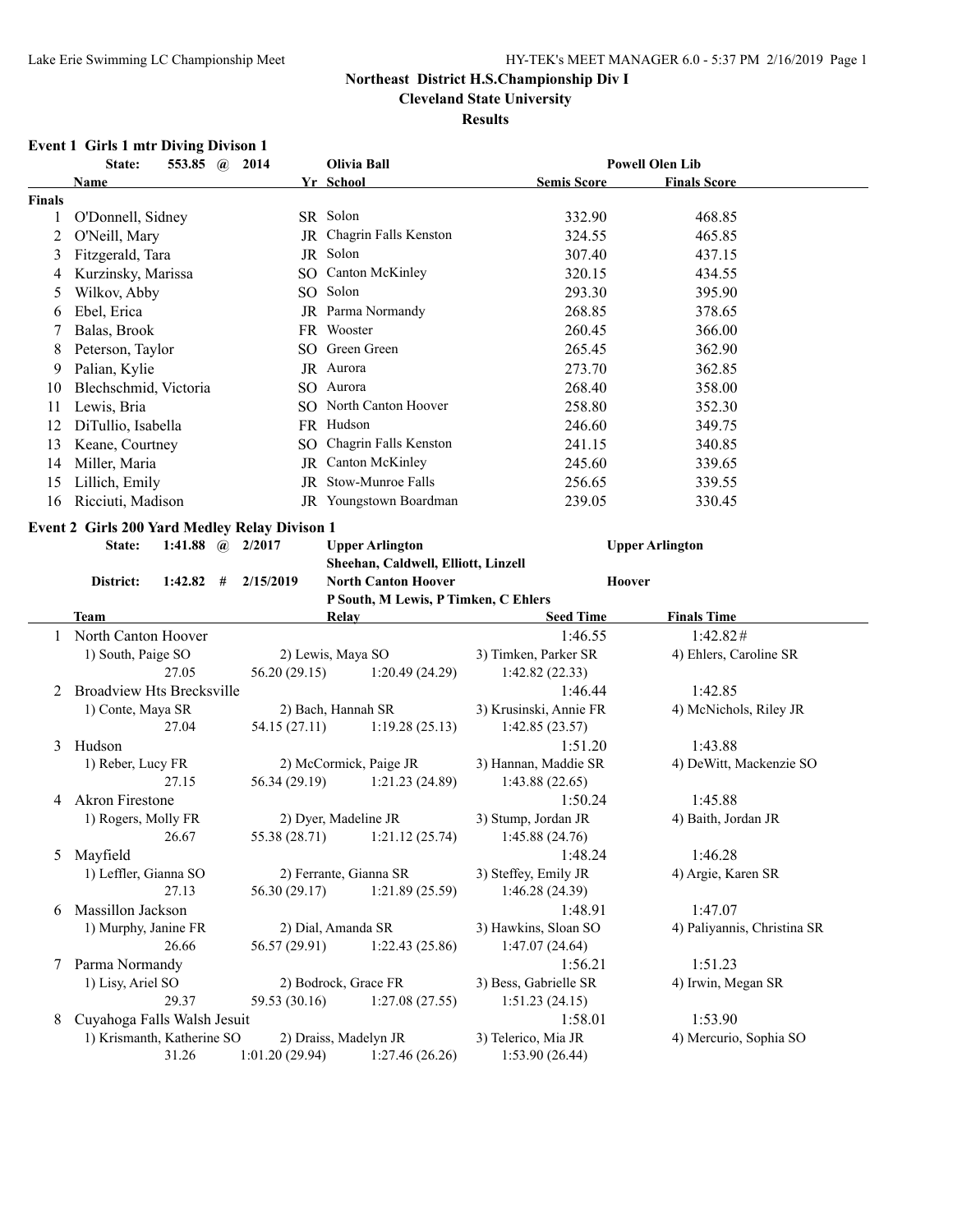Lake Erie Swimming LC Championship Meet — HY-TEK's MEET MANAGER 6.0 - 5:37 PM 2/16/2019

**Northeast District H.S.Championship Div I**

**Cleveland State University**

**Results**

### Event 1 Girls 1 mtr Diving Divison 1

**State:** 553.85 @ 2014 — Olivia Ball — Powell Olen Lib

| | Name | Yr | School | Semis Score | Finals Score |
|---|---|---|---|---|---|
| **Finals** | | | | | |
| 1 | O'Donnell, Sidney | SR | Solon | 332.90 | 468.85 |
| 2 | O'Neill, Mary | JR | Chagrin Falls Kenston | 324.55 | 465.85 |
| 3 | Fitzgerald, Tara | JR | Solon | 307.40 | 437.15 |
| 4 | Kurzinsky, Marissa | SO | Canton McKinley | 320.15 | 434.55 |
| 5 | Wilkov, Abby | SO | Solon | 293.30 | 395.90 |
| 6 | Ebel, Erica | JR | Parma Normandy | 268.85 | 378.65 |
| 7 | Balas, Brook | FR | Wooster | 260.45 | 366.00 |
| 8 | Peterson, Taylor | SO | Green Green | 265.45 | 362.90 |
| 9 | Palian, Kylie | JR | Aurora | 273.70 | 362.85 |
| 10 | Blechschmid, Victoria | SO | Aurora | 268.40 | 358.00 |
| 11 | Lewis, Bria | SO | North Canton Hoover | 258.80 | 352.30 |
| 12 | DiTullio, Isabella | FR | Hudson | 246.60 | 349.75 |
| 13 | Keane, Courtney | SO | Chagrin Falls Kenston | 241.15 | 340.85 |
| 14 | Miller, Maria | JR | Canton McKinley | 245.60 | 339.65 |
| 15 | Lillich, Emily | JR | Stow-Munroe Falls | 256.65 | 339.55 |
| 16 | Ricciuti, Madison | JR | Youngstown Boardman | 239.05 | 330.45 |

### Event 2 Girls 200 Yard Medley Relay Divison 1

**State:** 1:41.88 @ 2/2017 — Upper Arlington — Upper Arlington
Sheehan, Caldwell, Elliott, Linzell

**District:** 1:42.82 # 2/15/2019 — North Canton Hoover — Hoover
P South, M Lewis, P Timken, C Ehlers

| | Team | Relay | | Seed Time | Finals Time |
|---|---|---|---|---|---|
| 1 | North Canton Hoover | | | 1:46.55 | 1:42.82# |
| | 1) South, Paige SO | 2) Lewis, Maya SO | | 3) Timken, Parker SR | 4) Ehlers, Caroline SR |
| | 27.05 | 56.20 (29.15) | 1:20.49 (24.29) | 1:42.82 (22.33) | |
| 2 | Broadview Hts Brecksville | | | 1:46.44 | 1:42.85 |
| | 1) Conte, Maya SR | 2) Bach, Hannah SR | | 3) Krusinski, Annie FR | 4) McNichols, Riley JR |
| | 27.04 | 54.15 (27.11) | 1:19.28 (25.13) | 1:42.85 (23.57) | |
| 3 | Hudson | | | 1:51.20 | 1:43.88 |
| | 1) Reber, Lucy FR | 2) McCormick, Paige JR | | 3) Hannan, Maddie SR | 4) DeWitt, Mackenzie SO |
| | 27.15 | 56.34 (29.19) | 1:21.23 (24.89) | 1:43.88 (22.65) | |
| 4 | Akron Firestone | | | 1:50.24 | 1:45.88 |
| | 1) Rogers, Molly FR | 2) Dyer, Madeline JR | | 3) Stump, Jordan JR | 4) Baith, Jordan JR |
| | 26.67 | 55.38 (28.71) | 1:21.12 (25.74) | 1:45.88 (24.76) | |
| 5 | Mayfield | | | 1:48.24 | 1:46.28 |
| | 1) Leffler, Gianna SO | 2) Ferrante, Gianna SR | | 3) Steffey, Emily JR | 4) Argie, Karen SR |
| | 27.13 | 56.30 (29.17) | 1:21.89 (25.59) | 1:46.28 (24.39) | |
| 6 | Massillon Jackson | | | 1:48.91 | 1:47.07 |
| | 1) Murphy, Janine FR | 2) Dial, Amanda SR | | 3) Hawkins, Sloan SO | 4) Paliyannis, Christina SR |
| | 26.66 | 56.57 (29.91) | 1:22.43 (25.86) | 1:47.07 (24.64) | |
| 7 | Parma Normandy | | | 1:56.21 | 1:51.23 |
| | 1) Lisy, Ariel SO | 2) Bodrock, Grace FR | | 3) Bess, Gabrielle SR | 4) Irwin, Megan SR |
| | 29.37 | 59.53 (30.16) | 1:27.08 (27.55) | 1:51.23 (24.15) | |
| 8 | Cuyahoga Falls Walsh Jesuit | | | 1:58.01 | 1:53.90 |
| | 1) Krismanth, Katherine SO | 2) Draiss, Madelyn JR | | 3) Telerico, Mia JR | 4) Mercurio, Sophia SO |
| | 31.26 | 1:01.20 (29.94) | 1:27.46 (26.26) | 1:53.90 (26.44) | |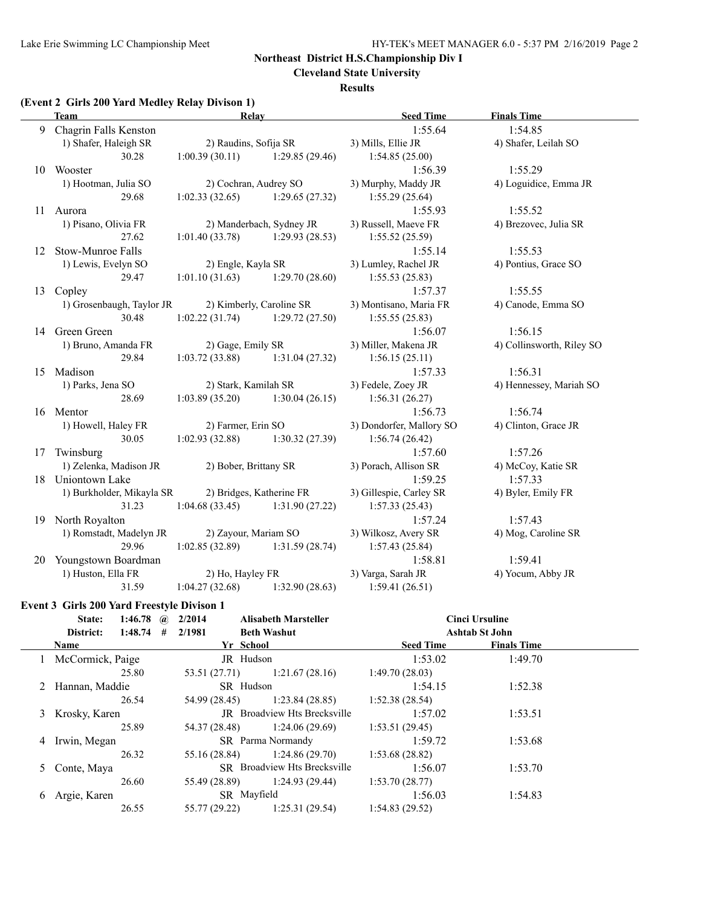**Northeast District H.S.Championship Div I**

**Cleveland State University**

**Results**

### (Event 2 Girls 200 Yard Medley Relay Divison 1)

| | Team | Relay | | Seed Time | Finals Time |
|---|---|---|---|---|---|
| 9 | Chagrin Falls Kenston | | | 1:55.64 | 1:54.85 |
| | 1) Shafer, Haleigh SR | 2) Raudins, Sofija SR | | 3) Mills, Ellie JR | 4) Shafer, Leilah SO |
| | 30.28 | 1:00.39 (30.11) | 1:29.85 (29.46) | 1:54.85 (25.00) | |
| 10 | Wooster | | | 1:56.39 | 1:55.29 |
| | 1) Hootman, Julia SO | 2) Cochran, Audrey SO | | 3) Murphy, Maddy JR | 4) Loguidice, Emma JR |
| | 29.68 | 1:02.33 (32.65) | 1:29.65 (27.32) | 1:55.29 (25.64) | |
| 11 | Aurora | | | 1:55.93 | 1:55.52 |
| | 1) Pisano, Olivia FR | 2) Manderbach, Sydney JR | | 3) Russell, Maeve FR | 4) Brezovec, Julia SR |
| | 27.62 | 1:01.40 (33.78) | 1:29.93 (28.53) | 1:55.52 (25.59) | |
| 12 | Stow-Munroe Falls | | | 1:55.14 | 1:55.53 |
| | 1) Lewis, Evelyn SO | 2) Engle, Kayla SR | | 3) Lumley, Rachel JR | 4) Pontius, Grace SO |
| | 29.47 | 1:01.10 (31.63) | 1:29.70 (28.60) | 1:55.53 (25.83) | |
| 13 | Copley | | | 1:57.37 | 1:55.55 |
| | 1) Grosenbaugh, Taylor JR | 2) Kimberly, Caroline SR | | 3) Montisano, Maria FR | 4) Canode, Emma SO |
| | 30.48 | 1:02.22 (31.74) | 1:29.72 (27.50) | 1:55.55 (25.83) | |
| 14 | Green Green | | | 1:56.07 | 1:56.15 |
| | 1) Bruno, Amanda FR | 2) Gage, Emily SR | | 3) Miller, Makena JR | 4) Collinsworth, Riley SO |
| | 29.84 | 1:03.72 (33.88) | 1:31.04 (27.32) | 1:56.15 (25.11) | |
| 15 | Madison | | | 1:57.33 | 1:56.31 |
| | 1) Parks, Jena SO | 2) Stark, Kamilah SR | | 3) Fedele, Zoey JR | 4) Hennessey, Mariah SO |
| | 28.69 | 1:03.89 (35.20) | 1:30.04 (26.15) | 1:56.31 (26.27) | |
| 16 | Mentor | | | 1:56.73 | 1:56.74 |
| | 1) Howell, Haley FR | 2) Farmer, Erin SO | | 3) Dondorfer, Mallory SO | 4) Clinton, Grace JR |
| | 30.05 | 1:02.93 (32.88) | 1:30.32 (27.39) | 1:56.74 (26.42) | |
| 17 | Twinsburg | | | 1:57.60 | 1:57.26 |
| | 1) Zelenka, Madison JR | 2) Bober, Brittany SR | | 3) Porach, Allison SR | 4) McCoy, Katie SR |
| 18 | Uniontown Lake | | | 1:59.25 | 1:57.33 |
| | 1) Burkholder, Mikayla SR | 2) Bridges, Katherine FR | | 3) Gillespie, Carley SR | 4) Byler, Emily FR |
| | 31.23 | 1:04.68 (33.45) | 1:31.90 (27.22) | 1:57.33 (25.43) | |
| 19 | North Royalton | | | 1:57.24 | 1:57.43 |
| | 1) Romstadt, Madelyn JR | 2) Zayour, Mariam SO | | 3) Wilkosz, Avery SR | 4) Mog, Caroline SR |
| | 29.96 | 1:02.85 (32.89) | 1:31.59 (28.74) | 1:57.43 (25.84) | |
| 20 | Youngstown Boardman | | | 1:58.81 | 1:59.41 |
| | 1) Huston, Ella FR | 2) Ho, Hayley FR | | 3) Varga, Sarah JR | 4) Yocum, Abby JR |
| | 31.59 | 1:04.27 (32.68) | 1:32.90 (28.63) | 1:59.41 (26.51) | |

### Event 3 Girls 200 Yard Freestyle Divison 1

| | | | | |
|---|---|---|---|---|
| State: | 1:46.78 @ | 2/2014 | Alisabeth Marsteller | Cinci Ursuline |
| District: | 1:48.74 # | 2/1981 | Beth Washut | Ashtab St John |

| | Name | Yr | School | Seed Time | Finals Time |
|---|---|---|---|---|---|
| 1 | McCormick, Paige | JR | Hudson | 1:53.02 | 1:49.70 |
| | 25.80 | 53.51 (27.71) | 1:21.67 (28.16) | 1:49.70 (28.03) | |
| 2 | Hannan, Maddie | SR | Hudson | 1:54.15 | 1:52.38 |
| | 26.54 | 54.99 (28.45) | 1:23.84 (28.85) | 1:52.38 (28.54) | |
| 3 | Krosky, Karen | JR | Broadview Hts Brecksville | 1:57.02 | 1:53.51 |
| | 25.89 | 54.37 (28.48) | 1:24.06 (29.69) | 1:53.51 (29.45) | |
| 4 | Irwin, Megan | SR | Parma Normandy | 1:59.72 | 1:53.68 |
| | 26.32 | 55.16 (28.84) | 1:24.86 (29.70) | 1:53.68 (28.82) | |
| 5 | Conte, Maya | SR | Broadview Hts Brecksville | 1:56.07 | 1:53.70 |
| | 26.60 | 55.49 (28.89) | 1:24.93 (29.44) | 1:53.70 (28.77) | |
| 6 | Argie, Karen | SR | Mayfield | 1:56.03 | 1:54.83 |
| | 26.55 | 55.77 (29.22) | 1:25.31 (29.54) | 1:54.83 (29.52) | |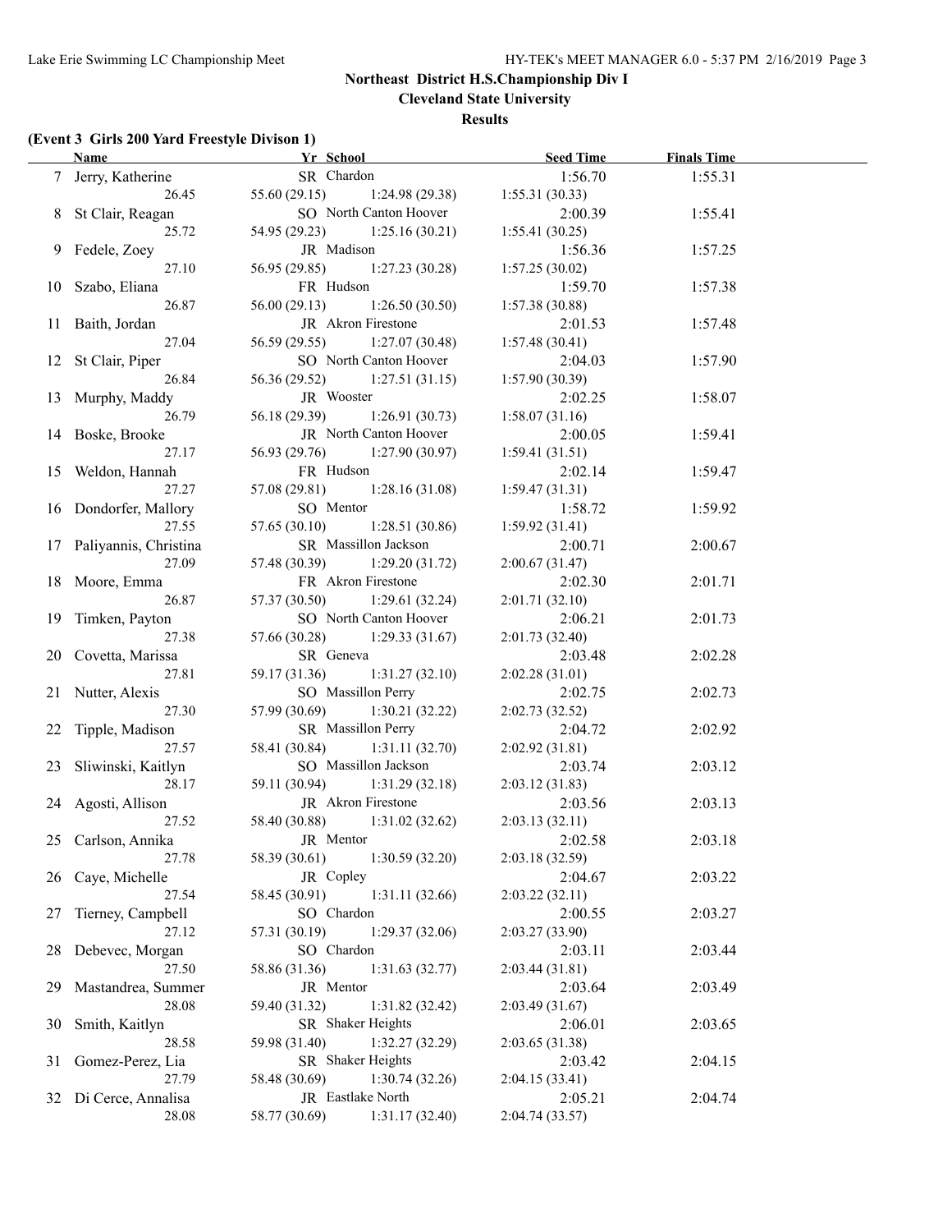## Northeast District H.S.Championship Div I

### Cleveland State University

### Results

**(Event 3 Girls 200 Yard Freestyle Divison 1)**

| | Name | Yr | School | Seed Time | Finals Time |
|---|---|---|---|---|---|
| 7 | Jerry, Katherine | SR | Chardon | 1:56.70 | 1:55.31 |
| | 26.45 | 55.60 (29.15) | 1:24.98 (29.38) | 1:55.31 (30.33) | |
| 8 | St Clair, Reagan | SO | North Canton Hoover | 2:00.39 | 1:55.41 |
| | 25.72 | 54.95 (29.23) | 1:25.16 (30.21) | 1:55.41 (30.25) | |
| 9 | Fedele, Zoey | JR | Madison | 1:56.36 | 1:57.25 |
| | 27.10 | 56.95 (29.85) | 1:27.23 (30.28) | 1:57.25 (30.02) | |
| 10 | Szabo, Eliana | FR | Hudson | 1:59.70 | 1:57.38 |
| | 26.87 | 56.00 (29.13) | 1:26.50 (30.50) | 1:57.38 (30.88) | |
| 11 | Baith, Jordan | JR | Akron Firestone | 2:01.53 | 1:57.48 |
| | 27.04 | 56.59 (29.55) | 1:27.07 (30.48) | 1:57.48 (30.41) | |
| 12 | St Clair, Piper | SO | North Canton Hoover | 2:04.03 | 1:57.90 |
| | 26.84 | 56.36 (29.52) | 1:27.51 (31.15) | 1:57.90 (30.39) | |
| 13 | Murphy, Maddy | JR | Wooster | 2:02.25 | 1:58.07 |
| | 26.79 | 56.18 (29.39) | 1:26.91 (30.73) | 1:58.07 (31.16) | |
| 14 | Boske, Brooke | JR | North Canton Hoover | 2:00.05 | 1:59.41 |
| | 27.17 | 56.93 (29.76) | 1:27.90 (30.97) | 1:59.41 (31.51) | |
| 15 | Weldon, Hannah | FR | Hudson | 2:02.14 | 1:59.47 |
| | 27.27 | 57.08 (29.81) | 1:28.16 (31.08) | 1:59.47 (31.31) | |
| 16 | Dondorfer, Mallory | SO | Mentor | 1:58.72 | 1:59.92 |
| | 27.55 | 57.65 (30.10) | 1:28.51 (30.86) | 1:59.92 (31.41) | |
| 17 | Paliyannis, Christina | SR | Massillon Jackson | 2:00.71 | 2:00.67 |
| | 27.09 | 57.48 (30.39) | 1:29.20 (31.72) | 2:00.67 (31.47) | |
| 18 | Moore, Emma | FR | Akron Firestone | 2:02.30 | 2:01.71 |
| | 26.87 | 57.37 (30.50) | 1:29.61 (32.24) | 2:01.71 (32.10) | |
| 19 | Timken, Payton | SO | North Canton Hoover | 2:06.21 | 2:01.73 |
| | 27.38 | 57.66 (30.28) | 1:29.33 (31.67) | 2:01.73 (32.40) | |
| 20 | Covetta, Marissa | SR | Geneva | 2:03.48 | 2:02.28 |
| | 27.81 | 59.17 (31.36) | 1:31.27 (32.10) | 2:02.28 (31.01) | |
| 21 | Nutter, Alexis | SO | Massillon Perry | 2:02.75 | 2:02.73 |
| | 27.30 | 57.99 (30.69) | 1:30.21 (32.22) | 2:02.73 (32.52) | |
| 22 | Tipple, Madison | SR | Massillon Perry | 2:04.72 | 2:02.92 |
| | 27.57 | 58.41 (30.84) | 1:31.11 (32.70) | 2:02.92 (31.81) | |
| 23 | Sliwinski, Kaitlyn | SO | Massillon Jackson | 2:03.74 | 2:03.12 |
| | 28.17 | 59.11 (30.94) | 1:31.29 (32.18) | 2:03.12 (31.83) | |
| 24 | Agosti, Allison | JR | Akron Firestone | 2:03.56 | 2:03.13 |
| | 27.52 | 58.40 (30.88) | 1:31.02 (32.62) | 2:03.13 (32.11) | |
| 25 | Carlson, Annika | JR | Mentor | 2:02.58 | 2:03.18 |
| | 27.78 | 58.39 (30.61) | 1:30.59 (32.20) | 2:03.18 (32.59) | |
| 26 | Caye, Michelle | JR | Copley | 2:04.67 | 2:03.22 |
| | 27.54 | 58.45 (30.91) | 1:31.11 (32.66) | 2:03.22 (32.11) | |
| 27 | Tierney, Campbell | SO | Chardon | 2:00.55 | 2:03.27 |
| | 27.12 | 57.31 (30.19) | 1:29.37 (32.06) | 2:03.27 (33.90) | |
| 28 | Debevec, Morgan | SO | Chardon | 2:03.11 | 2:03.44 |
| | 27.50 | 58.86 (31.36) | 1:31.63 (32.77) | 2:03.44 (31.81) | |
| 29 | Mastandrea, Summer | JR | Mentor | 2:03.64 | 2:03.49 |
| | 28.08 | 59.40 (31.32) | 1:31.82 (32.42) | 2:03.49 (31.67) | |
| 30 | Smith, Kaitlyn | SR | Shaker Heights | 2:06.01 | 2:03.65 |
| | 28.58 | 59.98 (31.40) | 1:32.27 (32.29) | 2:03.65 (31.38) | |
| 31 | Gomez-Perez, Lia | SR | Shaker Heights | 2:03.42 | 2:04.15 |
| | 27.79 | 58.48 (30.69) | 1:30.74 (32.26) | 2:04.15 (33.41) | |
| 32 | Di Cerce, Annalisa | JR | Eastlake North | 2:05.21 | 2:04.74 |
| | 28.08 | 58.77 (30.69) | 1:31.17 (32.40) | 2:04.74 (33.57) | |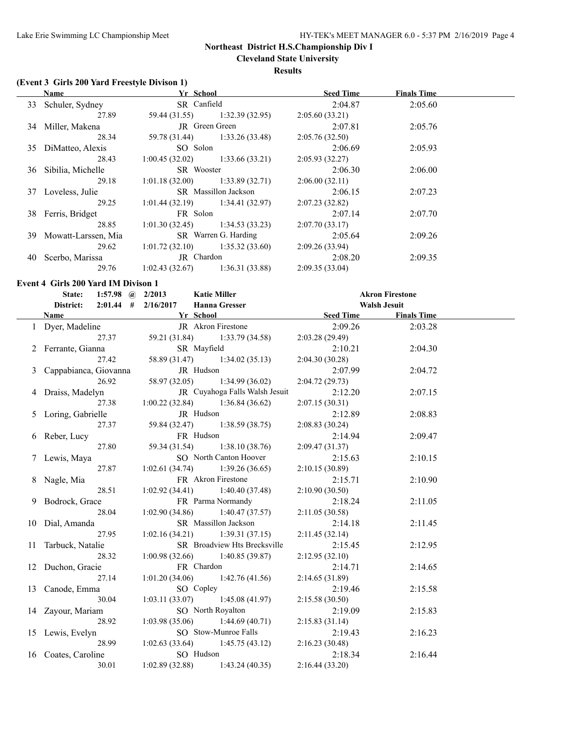## Northeast District H.S.Championship Div I

### Cleveland State University

#### Results

**(Event 3 Girls 200 Yard Freestyle Divison 1)**

| | Name | Yr | School | Seed Time | Finals Time |
|---|---|---|---|---|---|
| 33 | Schuler, Sydney | SR | Canfield | 2:04.87 | 2:05.60 |
| | 27.89 | 59.44 (31.55) | 1:32.39 (32.95) | 2:05.60 (33.21) | |
| 34 | Miller, Makena | JR | Green Green | 2:07.81 | 2:05.76 |
| | 28.34 | 59.78 (31.44) | 1:33.26 (33.48) | 2:05.76 (32.50) | |
| 35 | DiMatteo, Alexis | SO | Solon | 2:06.69 | 2:05.93 |
| | 28.43 | 1:00.45 (32.02) | 1:33.66 (33.21) | 2:05.93 (32.27) | |
| 36 | Sibilia, Michelle | SR | Wooster | 2:06.30 | 2:06.00 |
| | 29.18 | 1:01.18 (32.00) | 1:33.89 (32.71) | 2:06.00 (32.11) | |
| 37 | Loveless, Julie | SR | Massillon Jackson | 2:06.15 | 2:07.23 |
| | 29.25 | 1:01.44 (32.19) | 1:34.41 (32.97) | 2:07.23 (32.82) | |
| 38 | Ferris, Bridget | FR | Solon | 2:07.14 | 2:07.70 |
| | 28.85 | 1:01.30 (32.45) | 1:34.53 (33.23) | 2:07.70 (33.17) | |
| 39 | Mowatt-Larssen, Mia | SR | Warren G. Harding | 2:05.64 | 2:09.26 |
| | 29.62 | 1:01.72 (32.10) | 1:35.32 (33.60) | 2:09.26 (33.94) | |
| 40 | Scerbo, Marissa | JR | Chardon | 2:08.20 | 2:09.35 |
| | 29.76 | 1:02.43 (32.67) | 1:36.31 (33.88) | 2:09.35 (33.04) | |

**Event 4 Girls 200 Yard IM Divison 1**

State: 1:57.98 @ 2/2013 Katie Miller — Akron Firestone

District: 2:01.44 # 2/16/2017 Hanna Gresser — Walsh Jesuit

| | Name | Yr | School | Seed Time | Finals Time |
|---|---|---|---|---|---|
| 1 | Dyer, Madeline | JR | Akron Firestone | 2:09.26 | 2:03.28 |
| | 27.37 | 59.21 (31.84) | 1:33.79 (34.58) | 2:03.28 (29.49) | |
| 2 | Ferrante, Gianna | SR | Mayfield | 2:10.21 | 2:04.30 |
| | 27.42 | 58.89 (31.47) | 1:34.02 (35.13) | 2:04.30 (30.28) | |
| 3 | Cappabianca, Giovanna | JR | Hudson | 2:07.99 | 2:04.72 |
| | 26.92 | 58.97 (32.05) | 1:34.99 (36.02) | 2:04.72 (29.73) | |
| 4 | Draiss, Madelyn | JR | Cuyahoga Falls Walsh Jesuit | 2:12.20 | 2:07.15 |
| | 27.38 | 1:00.22 (32.84) | 1:36.84 (36.62) | 2:07.15 (30.31) | |
| 5 | Loring, Gabrielle | JR | Hudson | 2:12.89 | 2:08.83 |
| | 27.37 | 59.84 (32.47) | 1:38.59 (38.75) | 2:08.83 (30.24) | |
| 6 | Reber, Lucy | FR | Hudson | 2:14.94 | 2:09.47 |
| | 27.80 | 59.34 (31.54) | 1:38.10 (38.76) | 2:09.47 (31.37) | |
| 7 | Lewis, Maya | SO | North Canton Hoover | 2:15.63 | 2:10.15 |
| | 27.87 | 1:02.61 (34.74) | 1:39.26 (36.65) | 2:10.15 (30.89) | |
| 8 | Nagle, Mia | FR | Akron Firestone | 2:15.71 | 2:10.90 |
| | 28.51 | 1:02.92 (34.41) | 1:40.40 (37.48) | 2:10.90 (30.50) | |
| 9 | Bodrock, Grace | FR | Parma Normandy | 2:18.24 | 2:11.05 |
| | 28.04 | 1:02.90 (34.86) | 1:40.47 (37.57) | 2:11.05 (30.58) | |
| 10 | Dial, Amanda | SR | Massillon Jackson | 2:14.18 | 2:11.45 |
| | 27.95 | 1:02.16 (34.21) | 1:39.31 (37.15) | 2:11.45 (32.14) | |
| 11 | Tarbuck, Natalie | SR | Broadview Hts Brecksville | 2:15.45 | 2:12.95 |
| | 28.32 | 1:00.98 (32.66) | 1:40.85 (39.87) | 2:12.95 (32.10) | |
| 12 | Duchon, Gracie | FR | Chardon | 2:14.71 | 2:14.65 |
| | 27.14 | 1:01.20 (34.06) | 1:42.76 (41.56) | 2:14.65 (31.89) | |
| 13 | Canode, Emma | SO | Copley | 2:19.46 | 2:15.58 |
| | 30.04 | 1:03.11 (33.07) | 1:45.08 (41.97) | 2:15.58 (30.50) | |
| 14 | Zayour, Mariam | SO | North Royalton | 2:19.09 | 2:15.83 |
| | 28.92 | 1:03.98 (35.06) | 1:44.69 (40.71) | 2:15.83 (31.14) | |
| 15 | Lewis, Evelyn | SO | Stow-Munroe Falls | 2:19.43 | 2:16.23 |
| | 28.99 | 1:02.63 (33.64) | 1:45.75 (43.12) | 2:16.23 (30.48) | |
| 16 | Coates, Caroline | SO | Hudson | 2:18.34 | 2:16.44 |
| | 30.01 | 1:02.89 (32.88) | 1:43.24 (40.35) | 2:16.44 (33.20) | |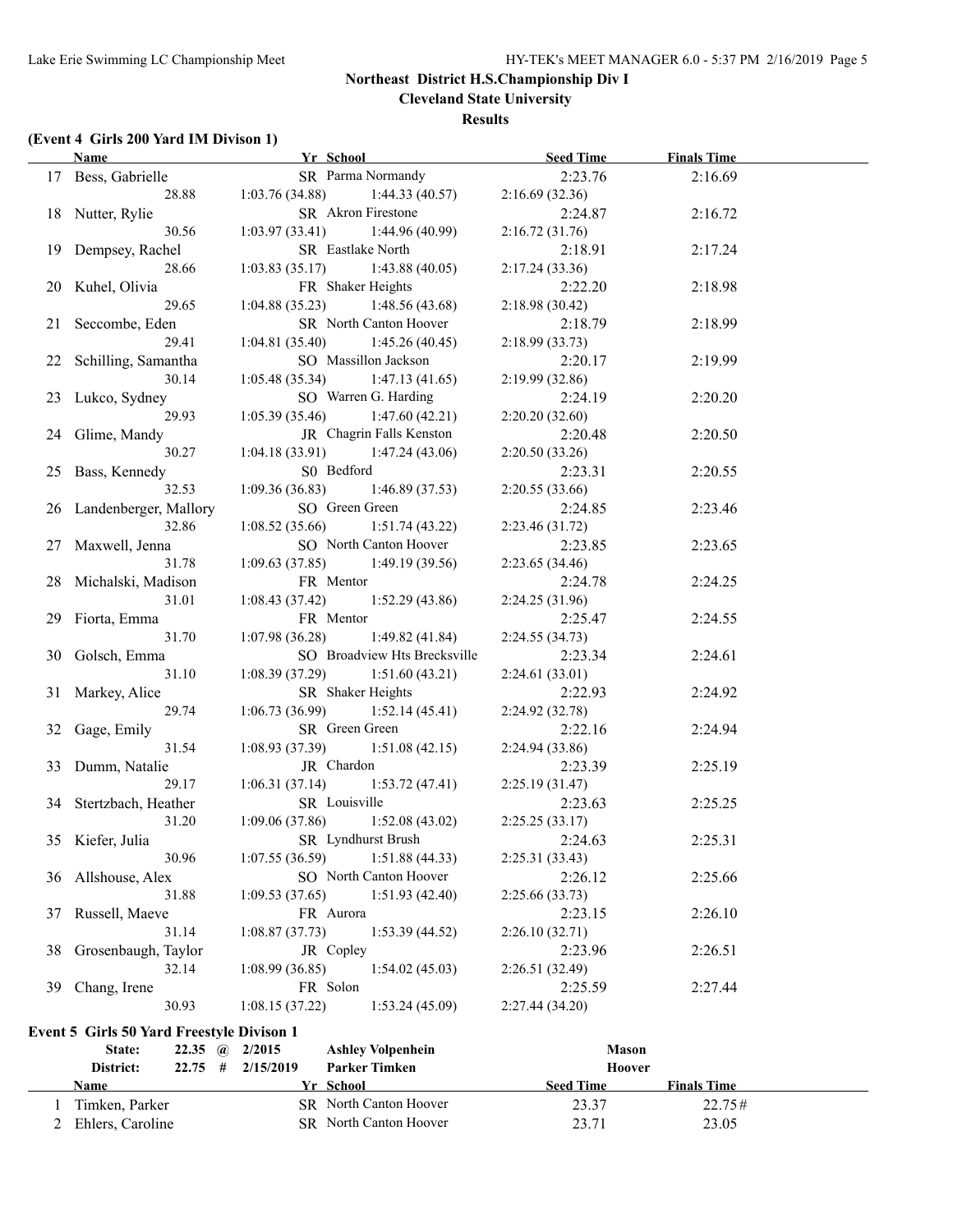## Northeast District H.S.Championship Div I

### Cleveland State University

### Results

**(Event 4 Girls 200 Yard IM Divison 1)**

| | Name | Yr | School | Seed Time | Finals Time |
|---|---|---|---|---|---|
| 17 | Bess, Gabrielle | SR | Parma Normandy | 2:23.76 | 2:16.69 |
| | 28.88 | 1:03.76 (34.88) | 1:44.33 (40.57) | 2:16.69 (32.36) | |
| 18 | Nutter, Rylie | SR | Akron Firestone | 2:24.87 | 2:16.72 |
| | 30.56 | 1:03.97 (33.41) | 1:44.96 (40.99) | 2:16.72 (31.76) | |
| 19 | Dempsey, Rachel | SR | Eastlake North | 2:18.91 | 2:17.24 |
| | 28.66 | 1:03.83 (35.17) | 1:43.88 (40.05) | 2:17.24 (33.36) | |
| 20 | Kuhel, Olivia | FR | Shaker Heights | 2:22.20 | 2:18.98 |
| | 29.65 | 1:04.88 (35.23) | 1:48.56 (43.68) | 2:18.98 (30.42) | |
| 21 | Seccombe, Eden | SR | North Canton Hoover | 2:18.79 | 2:18.99 |
| | 29.41 | 1:04.81 (35.40) | 1:45.26 (40.45) | 2:18.99 (33.73) | |
| 22 | Schilling, Samantha | SO | Massillon Jackson | 2:20.17 | 2:19.99 |
| | 30.14 | 1:05.48 (35.34) | 1:47.13 (41.65) | 2:19.99 (32.86) | |
| 23 | Lukco, Sydney | SO | Warren G. Harding | 2:24.19 | 2:20.20 |
| | 29.93 | 1:05.39 (35.46) | 1:47.60 (42.21) | 2:20.20 (32.60) | |
| 24 | Glime, Mandy | JR | Chagrin Falls Kenston | 2:20.48 | 2:20.50 |
| | 30.27 | 1:04.18 (33.91) | 1:47.24 (43.06) | 2:20.50 (33.26) | |
| 25 | Bass, Kennedy | S0 | Bedford | 2:23.31 | 2:20.55 |
| | 32.53 | 1:09.36 (36.83) | 1:46.89 (37.53) | 2:20.55 (33.66) | |
| 26 | Landenberger, Mallory | SO | Green Green | 2:24.85 | 2:23.46 |
| | 32.86 | 1:08.52 (35.66) | 1:51.74 (43.22) | 2:23.46 (31.72) | |
| 27 | Maxwell, Jenna | SO | North Canton Hoover | 2:23.85 | 2:23.65 |
| | 31.78 | 1:09.63 (37.85) | 1:49.19 (39.56) | 2:23.65 (34.46) | |
| 28 | Michalski, Madison | FR | Mentor | 2:24.78 | 2:24.25 |
| | 31.01 | 1:08.43 (37.42) | 1:52.29 (43.86) | 2:24.25 (31.96) | |
| 29 | Fiorta, Emma | FR | Mentor | 2:25.47 | 2:24.55 |
| | 31.70 | 1:07.98 (36.28) | 1:49.82 (41.84) | 2:24.55 (34.73) | |
| 30 | Golsch, Emma | SO | Broadview Hts Brecksville | 2:23.34 | 2:24.61 |
| | 31.10 | 1:08.39 (37.29) | 1:51.60 (43.21) | 2:24.61 (33.01) | |
| 31 | Markey, Alice | SR | Shaker Heights | 2:22.93 | 2:24.92 |
| | 29.74 | 1:06.73 (36.99) | 1:52.14 (45.41) | 2:24.92 (32.78) | |
| 32 | Gage, Emily | SR | Green Green | 2:22.16 | 2:24.94 |
| | 31.54 | 1:08.93 (37.39) | 1:51.08 (42.15) | 2:24.94 (33.86) | |
| 33 | Dumm, Natalie | JR | Chardon | 2:23.39 | 2:25.19 |
| | 29.17 | 1:06.31 (37.14) | 1:53.72 (47.41) | 2:25.19 (31.47) | |
| 34 | Stertzbach, Heather | SR | Louisville | 2:23.63 | 2:25.25 |
| | 31.20 | 1:09.06 (37.86) | 1:52.08 (43.02) | 2:25.25 (33.17) | |
| 35 | Kiefer, Julia | SR | Lyndhurst Brush | 2:24.63 | 2:25.31 |
| | 30.96 | 1:07.55 (36.59) | 1:51.88 (44.33) | 2:25.31 (33.43) | |
| 36 | Allshouse, Alex | SO | North Canton Hoover | 2:26.12 | 2:25.66 |
| | 31.88 | 1:09.53 (37.65) | 1:51.93 (42.40) | 2:25.66 (33.73) | |
| 37 | Russell, Maeve | FR | Aurora | 2:23.15 | 2:26.10 |
| | 31.14 | 1:08.87 (37.73) | 1:53.39 (44.52) | 2:26.10 (32.71) | |
| 38 | Grosenbaugh, Taylor | JR | Copley | 2:23.96 | 2:26.51 |
| | 32.14 | 1:08.99 (36.85) | 1:54.02 (45.03) | 2:26.51 (32.49) | |
| 39 | Chang, Irene | FR | Solon | 2:25.59 | 2:27.44 |
| | 30.93 | 1:08.15 (37.22) | 1:53.24 (45.09) | 2:27.44 (34.20) | |

**Event 5 Girls 50 Yard Freestyle Divison 1**

| | | | | | |
|---|---|---|---|---|---|
| State: | 22.35 @ | 2/2015 | Ashley Volpenhein | Mason | |
| District: | 22.75 # | 2/15/2019 | Parker Timken | Hoover | |

| | Name | Yr | School | Seed Time | Finals Time |
|---|---|---|---|---|---|
| 1 | Timken, Parker | SR | North Canton Hoover | 23.37 | 22.75# |
| 2 | Ehlers, Caroline | SR | North Canton Hoover | 23.71 | 23.05 |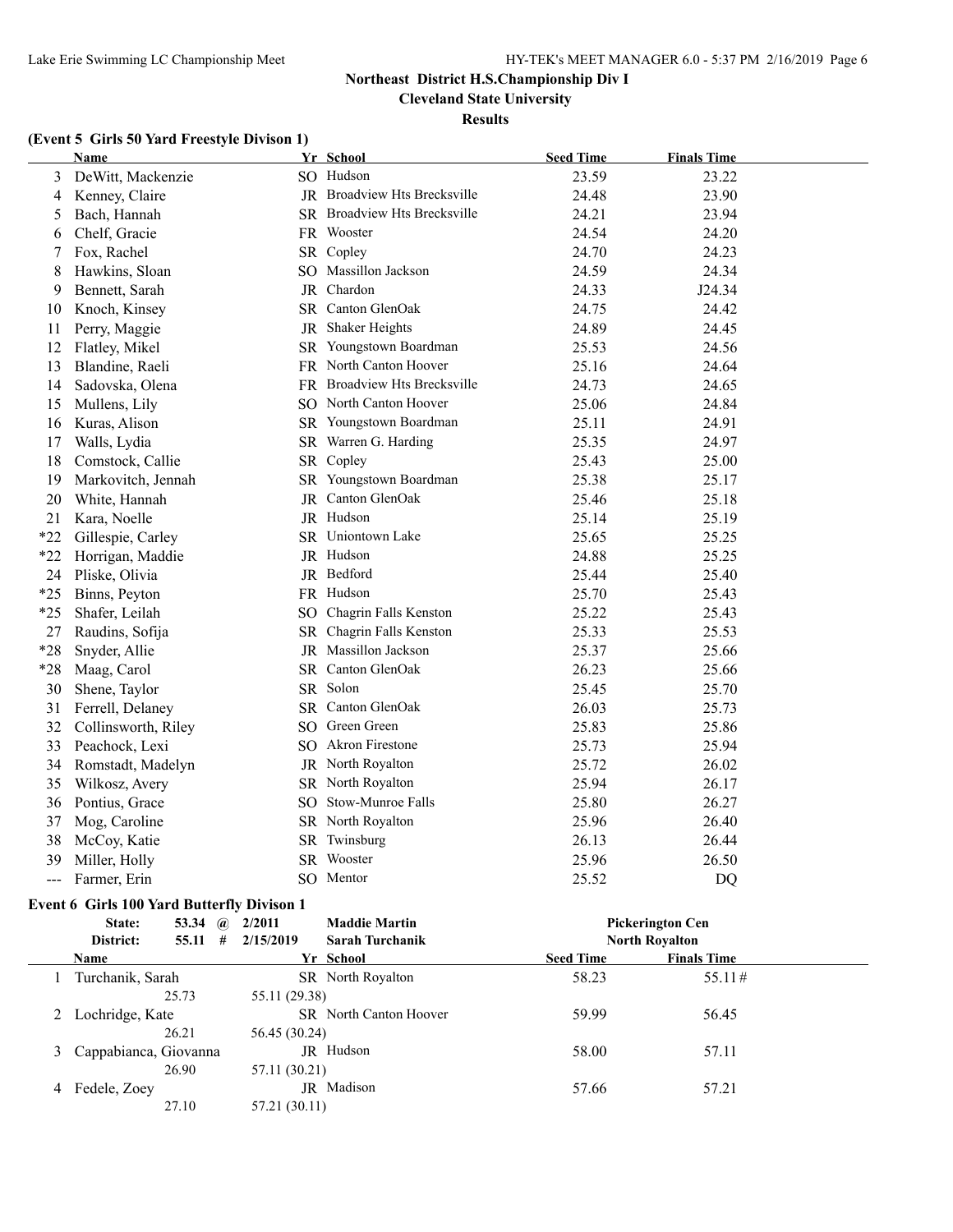## Northeast District H.S.Championship Div I

**Cleveland State University**

**Results**

### (Event 5 Girls 50 Yard Freestyle Divison 1)

| | Name | Yr | School | Seed Time | Finals Time |
|---|---|---|---|---|---|
| 3 | DeWitt, Mackenzie | SO | Hudson | 23.59 | 23.22 |
| 4 | Kenney, Claire | JR | Broadview Hts Brecksville | 24.48 | 23.90 |
| 5 | Bach, Hannah | SR | Broadview Hts Brecksville | 24.21 | 23.94 |
| 6 | Chelf, Gracie | FR | Wooster | 24.54 | 24.20 |
| 7 | Fox, Rachel | SR | Copley | 24.70 | 24.23 |
| 8 | Hawkins, Sloan | SO | Massillon Jackson | 24.59 | 24.34 |
| 9 | Bennett, Sarah | JR | Chardon | 24.33 | J24.34 |
| 10 | Knoch, Kinsey | SR | Canton GlenOak | 24.75 | 24.42 |
| 11 | Perry, Maggie | JR | Shaker Heights | 24.89 | 24.45 |
| 12 | Flatley, Mikel | SR | Youngstown Boardman | 25.53 | 24.56 |
| 13 | Blandine, Raeli | FR | North Canton Hoover | 25.16 | 24.64 |
| 14 | Sadovska, Olena | FR | Broadview Hts Brecksville | 24.73 | 24.65 |
| 15 | Mullens, Lily | SO | North Canton Hoover | 25.06 | 24.84 |
| 16 | Kuras, Alison | SR | Youngstown Boardman | 25.11 | 24.91 |
| 17 | Walls, Lydia | SR | Warren G. Harding | 25.35 | 24.97 |
| 18 | Comstock, Callie | SR | Copley | 25.43 | 25.00 |
| 19 | Markovitch, Jennah | SR | Youngstown Boardman | 25.38 | 25.17 |
| 20 | White, Hannah | JR | Canton GlenOak | 25.46 | 25.18 |
| 21 | Kara, Noelle | JR | Hudson | 25.14 | 25.19 |
| *22 | Gillespie, Carley | SR | Uniontown Lake | 25.65 | 25.25 |
| *22 | Horrigan, Maddie | JR | Hudson | 24.88 | 25.25 |
| 24 | Pliske, Olivia | JR | Bedford | 25.44 | 25.40 |
| *25 | Binns, Peyton | FR | Hudson | 25.70 | 25.43 |
| *25 | Shafer, Leilah | SO | Chagrin Falls Kenston | 25.22 | 25.43 |
| 27 | Raudins, Sofija | SR | Chagrin Falls Kenston | 25.33 | 25.53 |
| *28 | Snyder, Allie | JR | Massillon Jackson | 25.37 | 25.66 |
| *28 | Maag, Carol | SR | Canton GlenOak | 26.23 | 25.66 |
| 30 | Shene, Taylor | SR | Solon | 25.45 | 25.70 |
| 31 | Ferrell, Delaney | SR | Canton GlenOak | 26.03 | 25.73 |
| 32 | Collinsworth, Riley | SO | Green Green | 25.83 | 25.86 |
| 33 | Peachock, Lexi | SO | Akron Firestone | 25.73 | 25.94 |
| 34 | Romstadt, Madelyn | JR | North Royalton | 25.72 | 26.02 |
| 35 | Wilkosz, Avery | SR | North Royalton | 25.94 | 26.17 |
| 36 | Pontius, Grace | SO | Stow-Munroe Falls | 25.80 | 26.27 |
| 37 | Mog, Caroline | SR | North Royalton | 25.96 | 26.40 |
| 38 | McCoy, Katie | SR | Twinsburg | 26.13 | 26.44 |
| 39 | Miller, Holly | SR | Wooster | 25.96 | 26.50 |
| --- | Farmer, Erin | SO | Mentor | 25.52 | DQ |

### Event 6 Girls 100 Yard Butterfly Divison 1

| | | | | |
|---|---|---|---|---|
| State: | 53.34 @ | 2/2011 | Maddie Martin | Pickerington Cen |
| District: | 55.11 # | 2/15/2019 | Sarah Turchanik | North Royalton |

| | Name | Yr | School | Seed Time | Finals Time |
|---|---|---|---|---|---|
| 1 | Turchanik, Sarah | SR | North Royalton | 58.23 | 55.11# |
| | 25.73 | 55.11 (29.38) | | | |
| 2 | Lochridge, Kate | SR | North Canton Hoover | 59.99 | 56.45 |
| | 26.21 | 56.45 (30.24) | | | |
| 3 | Cappabianca, Giovanna | JR | Hudson | 58.00 | 57.11 |
| | 26.90 | 57.11 (30.21) | | | |
| 4 | Fedele, Zoey | JR | Madison | 57.66 | 57.21 |
| | 27.10 | 57.21 (30.11) | | | |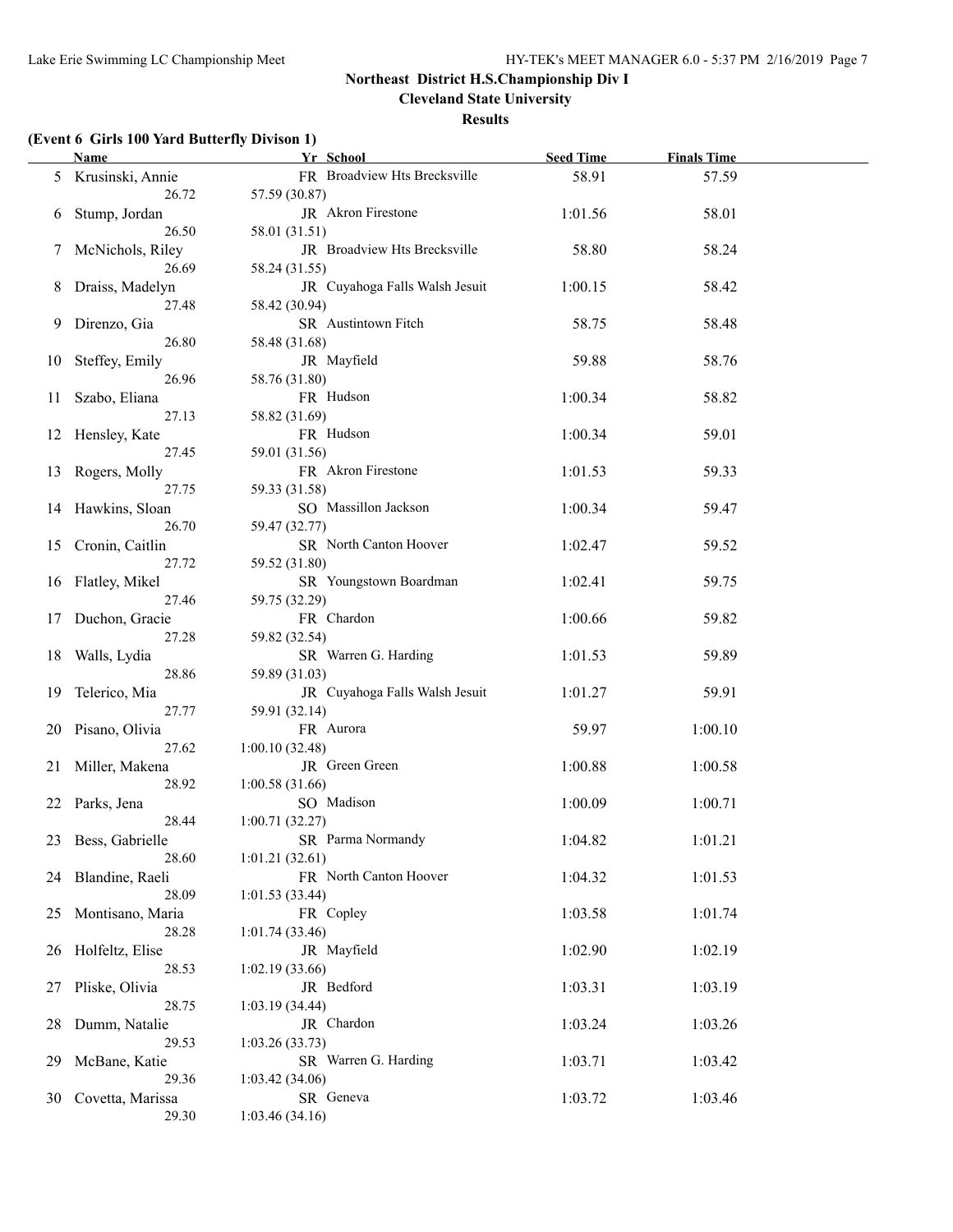## Northeast District H.S.Championship Div I

### Cleveland State University

### Results

**(Event 6 Girls 100 Yard Butterfly Divison 1)**

| | Name | Yr | School | Seed Time | Finals Time |
|---|---|---|---|---|---|
| 5 | Krusinski, Annie | FR | Broadview Hts Brecksville | 58.91 | 57.59 |
| | 26.72 | 57.59 (30.87) | | | |
| 6 | Stump, Jordan | JR | Akron Firestone | 1:01.56 | 58.01 |
| | 26.50 | 58.01 (31.51) | | | |
| 7 | McNichols, Riley | JR | Broadview Hts Brecksville | 58.80 | 58.24 |
| | 26.69 | 58.24 (31.55) | | | |
| 8 | Draiss, Madelyn | JR | Cuyahoga Falls Walsh Jesuit | 1:00.15 | 58.42 |
| | 27.48 | 58.42 (30.94) | | | |
| 9 | Direnzo, Gia | SR | Austintown Fitch | 58.75 | 58.48 |
| | 26.80 | 58.48 (31.68) | | | |
| 10 | Steffey, Emily | JR | Mayfield | 59.88 | 58.76 |
| | 26.96 | 58.76 (31.80) | | | |
| 11 | Szabo, Eliana | FR | Hudson | 1:00.34 | 58.82 |
| | 27.13 | 58.82 (31.69) | | | |
| 12 | Hensley, Kate | FR | Hudson | 1:00.34 | 59.01 |
| | 27.45 | 59.01 (31.56) | | | |
| 13 | Rogers, Molly | FR | Akron Firestone | 1:01.53 | 59.33 |
| | 27.75 | 59.33 (31.58) | | | |
| 14 | Hawkins, Sloan | SO | Massillon Jackson | 1:00.34 | 59.47 |
| | 26.70 | 59.47 (32.77) | | | |
| 15 | Cronin, Caitlin | SR | North Canton Hoover | 1:02.47 | 59.52 |
| | 27.72 | 59.52 (31.80) | | | |
| 16 | Flatley, Mikel | SR | Youngstown Boardman | 1:02.41 | 59.75 |
| | 27.46 | 59.75 (32.29) | | | |
| 17 | Duchon, Gracie | FR | Chardon | 1:00.66 | 59.82 |
| | 27.28 | 59.82 (32.54) | | | |
| 18 | Walls, Lydia | SR | Warren G. Harding | 1:01.53 | 59.89 |
| | 28.86 | 59.89 (31.03) | | | |
| 19 | Telerico, Mia | JR | Cuyahoga Falls Walsh Jesuit | 1:01.27 | 59.91 |
| | 27.77 | 59.91 (32.14) | | | |
| 20 | Pisano, Olivia | FR | Aurora | 59.97 | 1:00.10 |
| | 27.62 | 1:00.10 (32.48) | | | |
| 21 | Miller, Makena | JR | Green Green | 1:00.88 | 1:00.58 |
| | 28.92 | 1:00.58 (31.66) | | | |
| 22 | Parks, Jena | SO | Madison | 1:00.09 | 1:00.71 |
| | 28.44 | 1:00.71 (32.27) | | | |
| 23 | Bess, Gabrielle | SR | Parma Normandy | 1:04.82 | 1:01.21 |
| | 28.60 | 1:01.21 (32.61) | | | |
| 24 | Blandine, Raeli | FR | North Canton Hoover | 1:04.32 | 1:01.53 |
| | 28.09 | 1:01.53 (33.44) | | | |
| 25 | Montisano, Maria | FR | Copley | 1:03.58 | 1:01.74 |
| | 28.28 | 1:01.74 (33.46) | | | |
| 26 | Holfeltz, Elise | JR | Mayfield | 1:02.90 | 1:02.19 |
| | 28.53 | 1:02.19 (33.66) | | | |
| 27 | Pliske, Olivia | JR | Bedford | 1:03.31 | 1:03.19 |
| | 28.75 | 1:03.19 (34.44) | | | |
| 28 | Dumm, Natalie | JR | Chardon | 1:03.24 | 1:03.26 |
| | 29.53 | 1:03.26 (33.73) | | | |
| 29 | McBane, Katie | SR | Warren G. Harding | 1:03.71 | 1:03.42 |
| | 29.36 | 1:03.42 (34.06) | | | |
| 30 | Covetta, Marissa | SR | Geneva | 1:03.72 | 1:03.46 |
| | 29.30 | 1:03.46 (34.16) | | | |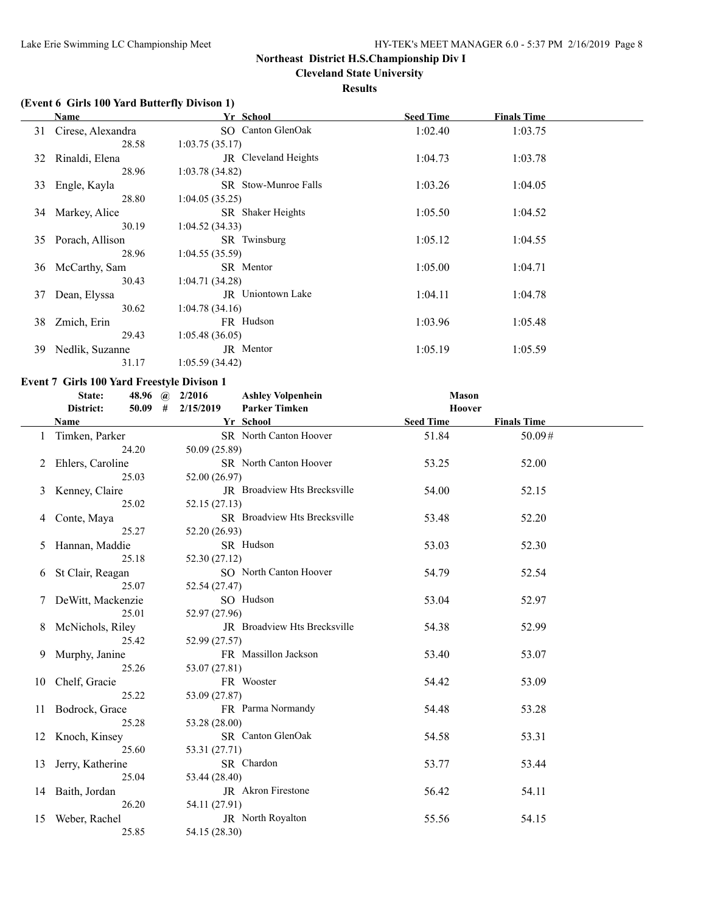## Northeast District H.S.Championship Div I

**Cleveland State University**

**Results**

### (Event 6 Girls 100 Yard Butterfly Divison 1)

| | Name | Yr | School | Seed Time | Finals Time |
|---|---|---|---|---|---|
| 31 | Cirese, Alexandra | SO | Canton GlenOak | 1:02.40 | 1:03.75 |
| | 28.58 | 1:03.75 (35.17) | | | |
| 32 | Rinaldi, Elena | JR | Cleveland Heights | 1:04.73 | 1:03.78 |
| | 28.96 | 1:03.78 (34.82) | | | |
| 33 | Engle, Kayla | SR | Stow-Munroe Falls | 1:03.26 | 1:04.05 |
| | 28.80 | 1:04.05 (35.25) | | | |
| 34 | Markey, Alice | SR | Shaker Heights | 1:05.50 | 1:04.52 |
| | 30.19 | 1:04.52 (34.33) | | | |
| 35 | Porach, Allison | SR | Twinsburg | 1:05.12 | 1:04.55 |
| | 28.96 | 1:04.55 (35.59) | | | |
| 36 | McCarthy, Sam | SR | Mentor | 1:05.00 | 1:04.71 |
| | 30.43 | 1:04.71 (34.28) | | | |
| 37 | Dean, Elyssa | JR | Uniontown Lake | 1:04.11 | 1:04.78 |
| | 30.62 | 1:04.78 (34.16) | | | |
| 38 | Zmich, Erin | FR | Hudson | 1:03.96 | 1:05.48 |
| | 29.43 | 1:05.48 (36.05) | | | |
| 39 | Nedlik, Suzanne | JR | Mentor | 1:05.19 | 1:05.59 |
| | 31.17 | 1:05.59 (34.42) | | | |

### Event 7 Girls 100 Yard Freestyle Divison 1

| | | | | |
|---|---|---|---|---|
| State: | 48.96 @ | 2/2016 | Ashley Volpenhein | Mason |
| District: | 50.09 # | 2/15/2019 | Parker Timken | Hoover |

| | Name | Yr | School | Seed Time | Finals Time |
|---|---|---|---|---|---|
| 1 | Timken, Parker | SR | North Canton Hoover | 51.84 | 50.09# |
| | 24.20 | 50.09 (25.89) | | | |
| 2 | Ehlers, Caroline | SR | North Canton Hoover | 53.25 | 52.00 |
| | 25.03 | 52.00 (26.97) | | | |
| 3 | Kenney, Claire | JR | Broadview Hts Brecksville | 54.00 | 52.15 |
| | 25.02 | 52.15 (27.13) | | | |
| 4 | Conte, Maya | SR | Broadview Hts Brecksville | 53.48 | 52.20 |
| | 25.27 | 52.20 (26.93) | | | |
| 5 | Hannan, Maddie | SR | Hudson | 53.03 | 52.30 |
| | 25.18 | 52.30 (27.12) | | | |
| 6 | St Clair, Reagan | SO | North Canton Hoover | 54.79 | 52.54 |
| | 25.07 | 52.54 (27.47) | | | |
| 7 | DeWitt, Mackenzie | SO | Hudson | 53.04 | 52.97 |
| | 25.01 | 52.97 (27.96) | | | |
| 8 | McNichols, Riley | JR | Broadview Hts Brecksville | 54.38 | 52.99 |
| | 25.42 | 52.99 (27.57) | | | |
| 9 | Murphy, Janine | FR | Massillon Jackson | 53.40 | 53.07 |
| | 25.26 | 53.07 (27.81) | | | |
| 10 | Chelf, Gracie | FR | Wooster | 54.42 | 53.09 |
| | 25.22 | 53.09 (27.87) | | | |
| 11 | Bodrock, Grace | FR | Parma Normandy | 54.48 | 53.28 |
| | 25.28 | 53.28 (28.00) | | | |
| 12 | Knoch, Kinsey | SR | Canton GlenOak | 54.58 | 53.31 |
| | 25.60 | 53.31 (27.71) | | | |
| 13 | Jerry, Katherine | SR | Chardon | 53.77 | 53.44 |
| | 25.04 | 53.44 (28.40) | | | |
| 14 | Baith, Jordan | JR | Akron Firestone | 56.42 | 54.11 |
| | 26.20 | 54.11 (27.91) | | | |
| 15 | Weber, Rachel | JR | North Royalton | 55.56 | 54.15 |
| | 25.85 | 54.15 (28.30) | | | |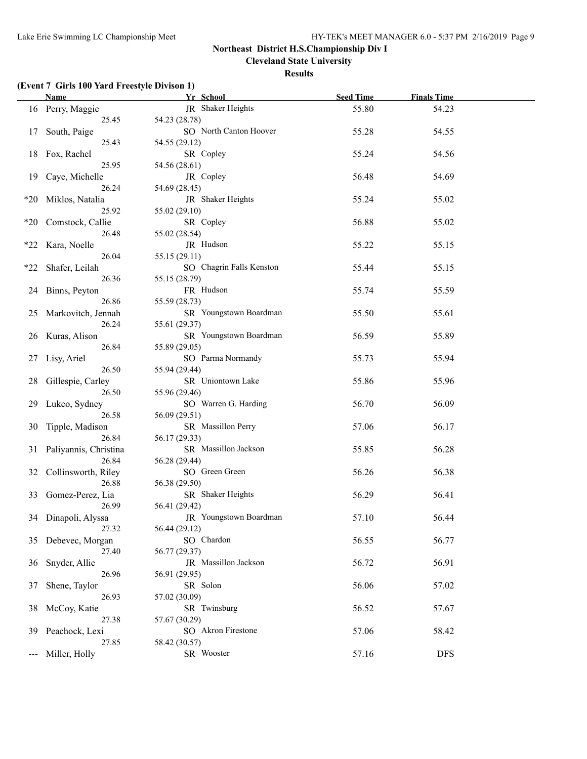## Northeast District H.S.Championship Div I

### Cleveland State University

### Results

**(Event 7 Girls 100 Yard Freestyle Divison 1)**

| | Name | Yr | School | Seed Time | Finals Time |
|---|---|---|---|---|---|
| 16 | Perry, Maggie | JR | Shaker Heights | 55.80 | 54.23 |
| | 25.45 | 54.23 (28.78) | | | |
| 17 | South, Paige | SO | North Canton Hoover | 55.28 | 54.55 |
| | 25.43 | 54.55 (29.12) | | | |
| 18 | Fox, Rachel | SR | Copley | 55.24 | 54.56 |
| | 25.95 | 54.56 (28.61) | | | |
| 19 | Caye, Michelle | JR | Copley | 56.48 | 54.69 |
| | 26.24 | 54.69 (28.45) | | | |
| *20 | Miklos, Natalia | JR | Shaker Heights | 55.24 | 55.02 |
| | 25.92 | 55.02 (29.10) | | | |
| *20 | Comstock, Callie | SR | Copley | 56.88 | 55.02 |
| | 26.48 | 55.02 (28.54) | | | |
| *22 | Kara, Noelle | JR | Hudson | 55.22 | 55.15 |
| | 26.04 | 55.15 (29.11) | | | |
| *22 | Shafer, Leilah | SO | Chagrin Falls Kenston | 55.44 | 55.15 |
| | 26.36 | 55.15 (28.79) | | | |
| 24 | Binns, Peyton | FR | Hudson | 55.74 | 55.59 |
| | 26.86 | 55.59 (28.73) | | | |
| 25 | Markovitch, Jennah | SR | Youngstown Boardman | 55.50 | 55.61 |
| | 26.24 | 55.61 (29.37) | | | |
| 26 | Kuras, Alison | SR | Youngstown Boardman | 56.59 | 55.89 |
| | 26.84 | 55.89 (29.05) | | | |
| 27 | Lisy, Ariel | SO | Parma Normandy | 55.73 | 55.94 |
| | 26.50 | 55.94 (29.44) | | | |
| 28 | Gillespie, Carley | SR | Uniontown Lake | 55.86 | 55.96 |
| | 26.50 | 55.96 (29.46) | | | |
| 29 | Lukco, Sydney | SO | Warren G. Harding | 56.70 | 56.09 |
| | 26.58 | 56.09 (29.51) | | | |
| 30 | Tipple, Madison | SR | Massillon Perry | 57.06 | 56.17 |
| | 26.84 | 56.17 (29.33) | | | |
| 31 | Paliyannis, Christina | SR | Massillon Jackson | 55.85 | 56.28 |
| | 26.84 | 56.28 (29.44) | | | |
| 32 | Collinsworth, Riley | SO | Green Green | 56.26 | 56.38 |
| | 26.88 | 56.38 (29.50) | | | |
| 33 | Gomez-Perez, Lia | SR | Shaker Heights | 56.29 | 56.41 |
| | 26.99 | 56.41 (29.42) | | | |
| 34 | Dinapoli, Alyssa | JR | Youngstown Boardman | 57.10 | 56.44 |
| | 27.32 | 56.44 (29.12) | | | |
| 35 | Debevec, Morgan | SO | Chardon | 56.55 | 56.77 |
| | 27.40 | 56.77 (29.37) | | | |
| 36 | Snyder, Allie | JR | Massillon Jackson | 56.72 | 56.91 |
| | 26.96 | 56.91 (29.95) | | | |
| 37 | Shene, Taylor | SR | Solon | 56.06 | 57.02 |
| | 26.93 | 57.02 (30.09) | | | |
| 38 | McCoy, Katie | SR | Twinsburg | 56.52 | 57.67 |
| | 27.38 | 57.67 (30.29) | | | |
| 39 | Peachock, Lexi | SO | Akron Firestone | 57.06 | 58.42 |
| | 27.85 | 58.42 (30.57) | | | |
| --- | Miller, Holly | SR | Wooster | 57.16 | DFS |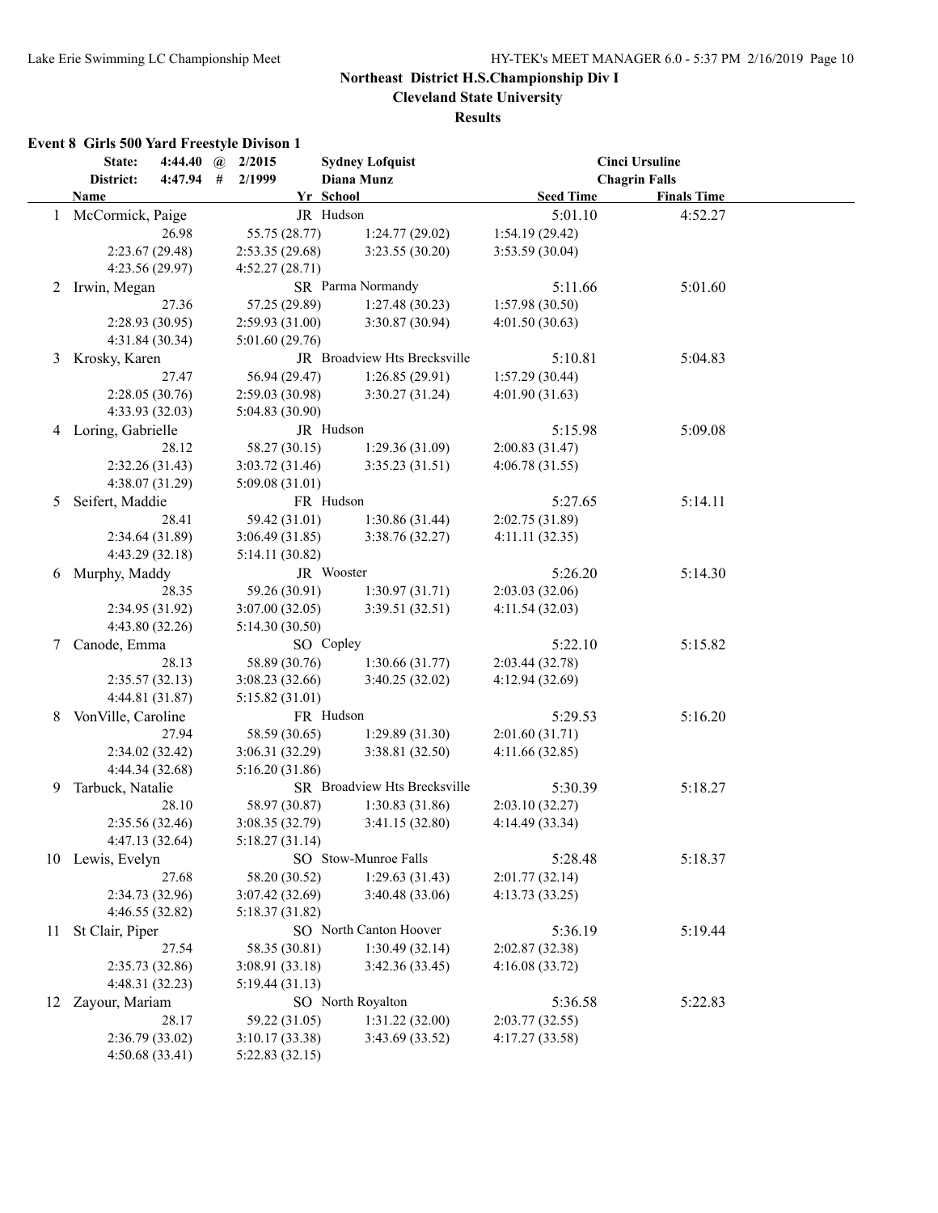**Northeast District H.S.Championship Div I**

**Cleveland State University**

**Results**

### Event 8 Girls 500 Yard Freestyle Divison 1

| | | | | | | |
|---|---|---|---|---|---|---|
| State: | 4:44.40 | @ | 2/2015 | Sydney Lofquist | Cinci Ursuline | |
| District: | 4:47.94 | # | 2/1999 | Diana Munz | Chagrin Falls | |

| | Name | Yr | School | Seed Time | Finals Time |
|---|---|---|---|---|---|
| 1 | McCormick, Paige | JR | Hudson | 5:01.10 | 4:52.27 |
| | 26.98 | 55.75 (28.77) | 1:24.77 (29.02) | 1:54.19 (29.42) | |
| | 2:23.67 (29.48) | 2:53.35 (29.68) | 3:23.55 (30.20) | 3:53.59 (30.04) | |
| | 4:23.56 (29.97) | 4:52.27 (28.71) | | | |
| 2 | Irwin, Megan | SR | Parma Normandy | 5:11.66 | 5:01.60 |
| | 27.36 | 57.25 (29.89) | 1:27.48 (30.23) | 1:57.98 (30.50) | |
| | 2:28.93 (30.95) | 2:59.93 (31.00) | 3:30.87 (30.94) | 4:01.50 (30.63) | |
| | 4:31.84 (30.34) | 5:01.60 (29.76) | | | |
| 3 | Krosky, Karen | JR | Broadview Hts Brecksville | 5:10.81 | 5:04.83 |
| | 27.47 | 56.94 (29.47) | 1:26.85 (29.91) | 1:57.29 (30.44) | |
| | 2:28.05 (30.76) | 2:59.03 (30.98) | 3:30.27 (31.24) | 4:01.90 (31.63) | |
| | 4:33.93 (32.03) | 5:04.83 (30.90) | | | |
| 4 | Loring, Gabrielle | JR | Hudson | 5:15.98 | 5:09.08 |
| | 28.12 | 58.27 (30.15) | 1:29.36 (31.09) | 2:00.83 (31.47) | |
| | 2:32.26 (31.43) | 3:03.72 (31.46) | 3:35.23 (31.51) | 4:06.78 (31.55) | |
| | 4:38.07 (31.29) | 5:09.08 (31.01) | | | |
| 5 | Seifert, Maddie | FR | Hudson | 5:27.65 | 5:14.11 |
| | 28.41 | 59.42 (31.01) | 1:30.86 (31.44) | 2:02.75 (31.89) | |
| | 2:34.64 (31.89) | 3:06.49 (31.85) | 3:38.76 (32.27) | 4:11.11 (32.35) | |
| | 4:43.29 (32.18) | 5:14.11 (30.82) | | | |
| 6 | Murphy, Maddy | JR | Wooster | 5:26.20 | 5:14.30 |
| | 28.35 | 59.26 (30.91) | 1:30.97 (31.71) | 2:03.03 (32.06) | |
| | 2:34.95 (31.92) | 3:07.00 (32.05) | 3:39.51 (32.51) | 4:11.54 (32.03) | |
| | 4:43.80 (32.26) | 5:14.30 (30.50) | | | |
| 7 | Canode, Emma | SO | Copley | 5:22.10 | 5:15.82 |
| | 28.13 | 58.89 (30.76) | 1:30.66 (31.77) | 2:03.44 (32.78) | |
| | 2:35.57 (32.13) | 3:08.23 (32.66) | 3:40.25 (32.02) | 4:12.94 (32.69) | |
| | 4:44.81 (31.87) | 5:15.82 (31.01) | | | |
| 8 | VonVille, Caroline | FR | Hudson | 5:29.53 | 5:16.20 |
| | 27.94 | 58.59 (30.65) | 1:29.89 (31.30) | 2:01.60 (31.71) | |
| | 2:34.02 (32.42) | 3:06.31 (32.29) | 3:38.81 (32.50) | 4:11.66 (32.85) | |
| | 4:44.34 (32.68) | 5:16.20 (31.86) | | | |
| 9 | Tarbuck, Natalie | SR | Broadview Hts Brecksville | 5:30.39 | 5:18.27 |
| | 28.10 | 58.97 (30.87) | 1:30.83 (31.86) | 2:03.10 (32.27) | |
| | 2:35.56 (32.46) | 3:08.35 (32.79) | 3:41.15 (32.80) | 4:14.49 (33.34) | |
| | 4:47.13 (32.64) | 5:18.27 (31.14) | | | |
| 10 | Lewis, Evelyn | SO | Stow-Munroe Falls | 5:28.48 | 5:18.37 |
| | 27.68 | 58.20 (30.52) | 1:29.63 (31.43) | 2:01.77 (32.14) | |
| | 2:34.73 (32.96) | 3:07.42 (32.69) | 3:40.48 (33.06) | 4:13.73 (33.25) | |
| | 4:46.55 (32.82) | 5:18.37 (31.82) | | | |
| 11 | St Clair, Piper | SO | North Canton Hoover | 5:36.19 | 5:19.44 |
| | 27.54 | 58.35 (30.81) | 1:30.49 (32.14) | 2:02.87 (32.38) | |
| | 2:35.73 (32.86) | 3:08.91 (33.18) | 3:42.36 (33.45) | 4:16.08 (33.72) | |
| | 4:48.31 (32.23) | 5:19.44 (31.13) | | | |
| 12 | Zayour, Mariam | SO | North Royalton | 5:36.58 | 5:22.83 |
| | 28.17 | 59.22 (31.05) | 1:31.22 (32.00) | 2:03.77 (32.55) | |
| | 2:36.79 (33.02) | 3:10.17 (33.38) | 3:43.69 (33.52) | 4:17.27 (33.58) | |
| | 4:50.68 (33.41) | 5:22.83 (32.15) | | | |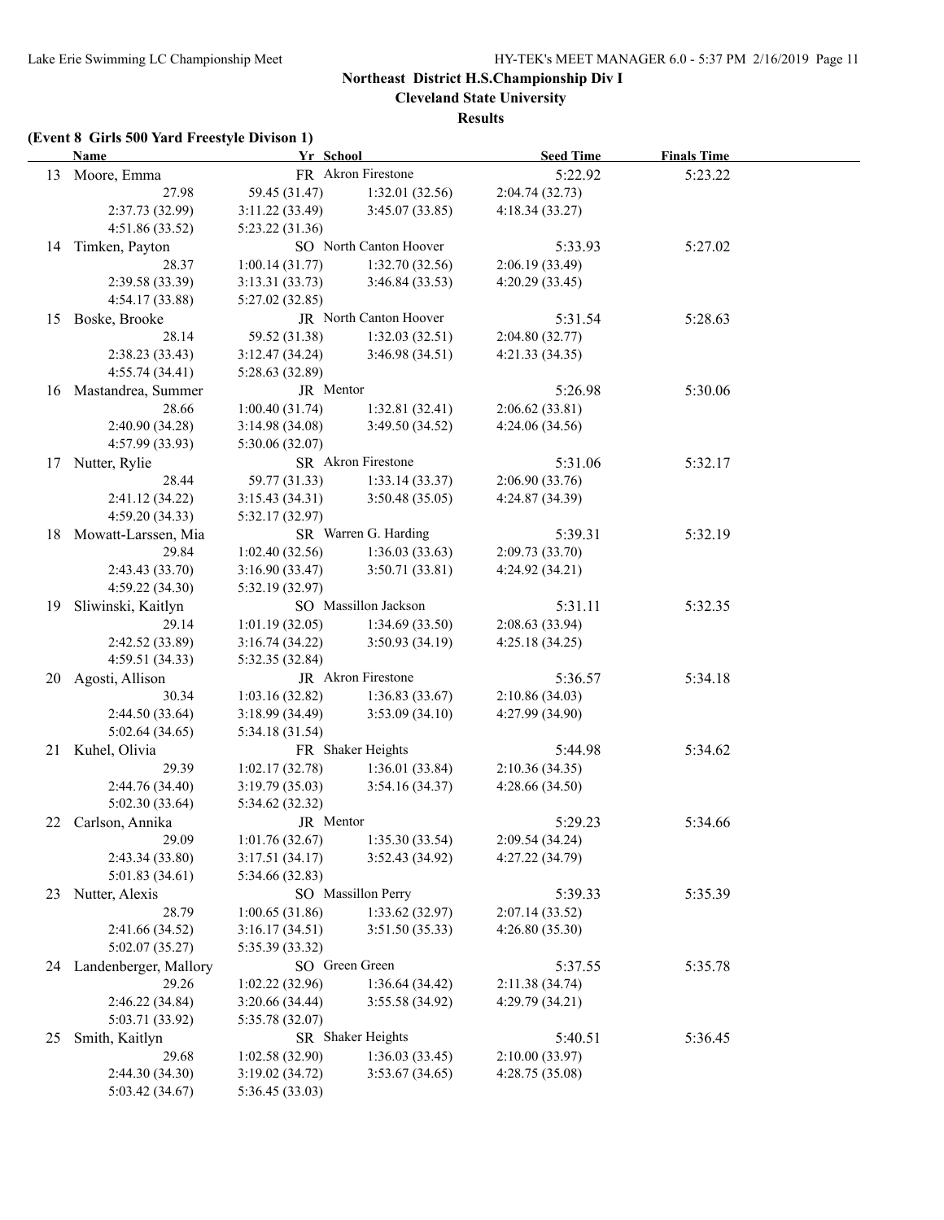## Northeast District H.S.Championship Div I

### Cleveland State University

### Results

**(Event 8 Girls 500 Yard Freestyle Divison 1)**

| | Name | Yr | School | Seed Time | Finals Time |
|---|---|---|---|---|---|
| 13 | Moore, Emma | FR | Akron Firestone | 5:22.92 | 5:23.22 |
| | 27.98 | 59.45 (31.47) | 1:32.01 (32.56) | 2:04.74 (32.73) | |
| | 2:37.73 (32.99) | 3:11.22 (33.49) | 3:45.07 (33.85) | 4:18.34 (33.27) | |
| | 4:51.86 (33.52) | 5:23.22 (31.36) | | | |
| 14 | Timken, Payton | SO | North Canton Hoover | 5:33.93 | 5:27.02 |
| | 28.37 | 1:00.14 (31.77) | 1:32.70 (32.56) | 2:06.19 (33.49) | |
| | 2:39.58 (33.39) | 3:13.31 (33.73) | 3:46.84 (33.53) | 4:20.29 (33.45) | |
| | 4:54.17 (33.88) | 5:27.02 (32.85) | | | |
| 15 | Boske, Brooke | JR | North Canton Hoover | 5:31.54 | 5:28.63 |
| | 28.14 | 59.52 (31.38) | 1:32.03 (32.51) | 2:04.80 (32.77) | |
| | 2:38.23 (33.43) | 3:12.47 (34.24) | 3:46.98 (34.51) | 4:21.33 (34.35) | |
| | 4:55.74 (34.41) | 5:28.63 (32.89) | | | |
| 16 | Mastandrea, Summer | JR | Mentor | 5:26.98 | 5:30.06 |
| | 28.66 | 1:00.40 (31.74) | 1:32.81 (32.41) | 2:06.62 (33.81) | |
| | 2:40.90 (34.28) | 3:14.98 (34.08) | 3:49.50 (34.52) | 4:24.06 (34.56) | |
| | 4:57.99 (33.93) | 5:30.06 (32.07) | | | |
| 17 | Nutter, Rylie | SR | Akron Firestone | 5:31.06 | 5:32.17 |
| | 28.44 | 59.77 (31.33) | 1:33.14 (33.37) | 2:06.90 (33.76) | |
| | 2:41.12 (34.22) | 3:15.43 (34.31) | 3:50.48 (35.05) | 4:24.87 (34.39) | |
| | 4:59.20 (34.33) | 5:32.17 (32.97) | | | |
| 18 | Mowatt-Larssen, Mia | SR | Warren G. Harding | 5:39.31 | 5:32.19 |
| | 29.84 | 1:02.40 (32.56) | 1:36.03 (33.63) | 2:09.73 (33.70) | |
| | 2:43.43 (33.70) | 3:16.90 (33.47) | 3:50.71 (33.81) | 4:24.92 (34.21) | |
| | 4:59.22 (34.30) | 5:32.19 (32.97) | | | |
| 19 | Sliwinski, Kaitlyn | SO | Massillon Jackson | 5:31.11 | 5:32.35 |
| | 29.14 | 1:01.19 (32.05) | 1:34.69 (33.50) | 2:08.63 (33.94) | |
| | 2:42.52 (33.89) | 3:16.74 (34.22) | 3:50.93 (34.19) | 4:25.18 (34.25) | |
| | 4:59.51 (34.33) | 5:32.35 (32.84) | | | |
| 20 | Agosti, Allison | JR | Akron Firestone | 5:36.57 | 5:34.18 |
| | 30.34 | 1:03.16 (32.82) | 1:36.83 (33.67) | 2:10.86 (34.03) | |
| | 2:44.50 (33.64) | 3:18.99 (34.49) | 3:53.09 (34.10) | 4:27.99 (34.90) | |
| | 5:02.64 (34.65) | 5:34.18 (31.54) | | | |
| 21 | Kuhel, Olivia | FR | Shaker Heights | 5:44.98 | 5:34.62 |
| | 29.39 | 1:02.17 (32.78) | 1:36.01 (33.84) | 2:10.36 (34.35) | |
| | 2:44.76 (34.40) | 3:19.79 (35.03) | 3:54.16 (34.37) | 4:28.66 (34.50) | |
| | 5:02.30 (33.64) | 5:34.62 (32.32) | | | |
| 22 | Carlson, Annika | JR | Mentor | 5:29.23 | 5:34.66 |
| | 29.09 | 1:01.76 (32.67) | 1:35.30 (33.54) | 2:09.54 (34.24) | |
| | 2:43.34 (33.80) | 3:17.51 (34.17) | 3:52.43 (34.92) | 4:27.22 (34.79) | |
| | 5:01.83 (34.61) | 5:34.66 (32.83) | | | |
| 23 | Nutter, Alexis | SO | Massillon Perry | 5:39.33 | 5:35.39 |
| | 28.79 | 1:00.65 (31.86) | 1:33.62 (32.97) | 2:07.14 (33.52) | |
| | 2:41.66 (34.52) | 3:16.17 (34.51) | 3:51.50 (35.33) | 4:26.80 (35.30) | |
| | 5:02.07 (35.27) | 5:35.39 (33.32) | | | |
| 24 | Landenberger, Mallory | SO | Green Green | 5:37.55 | 5:35.78 |
| | 29.26 | 1:02.22 (32.96) | 1:36.64 (34.42) | 2:11.38 (34.74) | |
| | 2:46.22 (34.84) | 3:20.66 (34.44) | 3:55.58 (34.92) | 4:29.79 (34.21) | |
| | 5:03.71 (33.92) | 5:35.78 (32.07) | | | |
| 25 | Smith, Kaitlyn | SR | Shaker Heights | 5:40.51 | 5:36.45 |
| | 29.68 | 1:02.58 (32.90) | 1:36.03 (33.45) | 2:10.00 (33.97) | |
| | 2:44.30 (34.30) | 3:19.02 (34.72) | 3:53.67 (34.65) | 4:28.75 (35.08) | |
| | 5:03.42 (34.67) | 5:36.45 (33.03) | | | |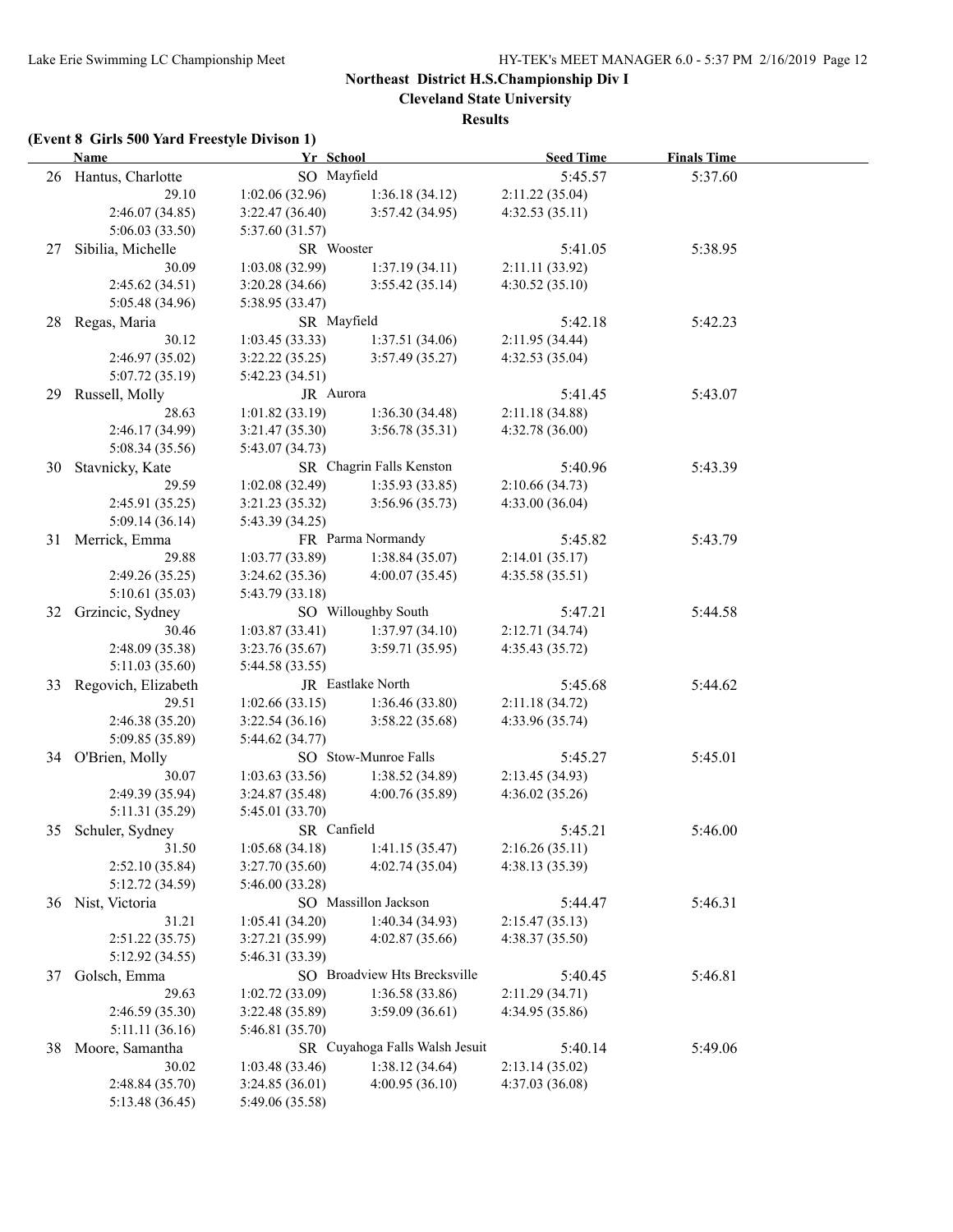**Northeast District H.S.Championship Div I**

**Cleveland State University**

**Results**

**(Event 8 Girls 500 Yard Freestyle Divison 1)**

| | Name | Yr | School | Seed Time | Finals Time |
|---|---|---|---|---|---|
| 26 | Hantus, Charlotte | SO | Mayfield | 5:45.57 | 5:37.60 |
| | 29.10 | 1:02.06 (32.96) | 1:36.18 (34.12) | 2:11.22 (35.04) | |
| | 2:46.07 (34.85) | 3:22.47 (36.40) | 3:57.42 (34.95) | 4:32.53 (35.11) | |
| | 5:06.03 (33.50) | 5:37.60 (31.57) | | | |
| 27 | Sibilia, Michelle | SR | Wooster | 5:41.05 | 5:38.95 |
| | 30.09 | 1:03.08 (32.99) | 1:37.19 (34.11) | 2:11.11 (33.92) | |
| | 2:45.62 (34.51) | 3:20.28 (34.66) | 3:55.42 (35.14) | 4:30.52 (35.10) | |
| | 5:05.48 (34.96) | 5:38.95 (33.47) | | | |
| 28 | Regas, Maria | SR | Mayfield | 5:42.18 | 5:42.23 |
| | 30.12 | 1:03.45 (33.33) | 1:37.51 (34.06) | 2:11.95 (34.44) | |
| | 2:46.97 (35.02) | 3:22.22 (35.25) | 3:57.49 (35.27) | 4:32.53 (35.04) | |
| | 5:07.72 (35.19) | 5:42.23 (34.51) | | | |
| 29 | Russell, Molly | JR | Aurora | 5:41.45 | 5:43.07 |
| | 28.63 | 1:01.82 (33.19) | 1:36.30 (34.48) | 2:11.18 (34.88) | |
| | 2:46.17 (34.99) | 3:21.47 (35.30) | 3:56.78 (35.31) | 4:32.78 (36.00) | |
| | 5:08.34 (35.56) | 5:43.07 (34.73) | | | |
| 30 | Stavnicky, Kate | SR | Chagrin Falls Kenston | 5:40.96 | 5:43.39 |
| | 29.59 | 1:02.08 (32.49) | 1:35.93 (33.85) | 2:10.66 (34.73) | |
| | 2:45.91 (35.25) | 3:21.23 (35.32) | 3:56.96 (35.73) | 4:33.00 (36.04) | |
| | 5:09.14 (36.14) | 5:43.39 (34.25) | | | |
| 31 | Merrick, Emma | FR | Parma Normandy | 5:45.82 | 5:43.79 |
| | 29.88 | 1:03.77 (33.89) | 1:38.84 (35.07) | 2:14.01 (35.17) | |
| | 2:49.26 (35.25) | 3:24.62 (35.36) | 4:00.07 (35.45) | 4:35.58 (35.51) | |
| | 5:10.61 (35.03) | 5:43.79 (33.18) | | | |
| 32 | Grzincic, Sydney | SO | Willoughby South | 5:47.21 | 5:44.58 |
| | 30.46 | 1:03.87 (33.41) | 1:37.97 (34.10) | 2:12.71 (34.74) | |
| | 2:48.09 (35.38) | 3:23.76 (35.67) | 3:59.71 (35.95) | 4:35.43 (35.72) | |
| | 5:11.03 (35.60) | 5:44.58 (33.55) | | | |
| 33 | Regovich, Elizabeth | JR | Eastlake North | 5:45.68 | 5:44.62 |
| | 29.51 | 1:02.66 (33.15) | 1:36.46 (33.80) | 2:11.18 (34.72) | |
| | 2:46.38 (35.20) | 3:22.54 (36.16) | 3:58.22 (35.68) | 4:33.96 (35.74) | |
| | 5:09.85 (35.89) | 5:44.62 (34.77) | | | |
| 34 | O'Brien, Molly | SO | Stow-Munroe Falls | 5:45.27 | 5:45.01 |
| | 30.07 | 1:03.63 (33.56) | 1:38.52 (34.89) | 2:13.45 (34.93) | |
| | 2:49.39 (35.94) | 3:24.87 (35.48) | 4:00.76 (35.89) | 4:36.02 (35.26) | |
| | 5:11.31 (35.29) | 5:45.01 (33.70) | | | |
| 35 | Schuler, Sydney | SR | Canfield | 5:45.21 | 5:46.00 |
| | 31.50 | 1:05.68 (34.18) | 1:41.15 (35.47) | 2:16.26 (35.11) | |
| | 2:52.10 (35.84) | 3:27.70 (35.60) | 4:02.74 (35.04) | 4:38.13 (35.39) | |
| | 5:12.72 (34.59) | 5:46.00 (33.28) | | | |
| 36 | Nist, Victoria | SO | Massillon Jackson | 5:44.47 | 5:46.31 |
| | 31.21 | 1:05.41 (34.20) | 1:40.34 (34.93) | 2:15.47 (35.13) | |
| | 2:51.22 (35.75) | 3:27.21 (35.99) | 4:02.87 (35.66) | 4:38.37 (35.50) | |
| | 5:12.92 (34.55) | 5:46.31 (33.39) | | | |
| 37 | Golsch, Emma | SO | Broadview Hts Brecksville | 5:40.45 | 5:46.81 |
| | 29.63 | 1:02.72 (33.09) | 1:36.58 (33.86) | 2:11.29 (34.71) | |
| | 2:46.59 (35.30) | 3:22.48 (35.89) | 3:59.09 (36.61) | 4:34.95 (35.86) | |
| | 5:11.11 (36.16) | 5:46.81 (35.70) | | | |
| 38 | Moore, Samantha | SR | Cuyahoga Falls Walsh Jesuit | 5:40.14 | 5:49.06 |
| | 30.02 | 1:03.48 (33.46) | 1:38.12 (34.64) | 2:13.14 (35.02) | |
| | 2:48.84 (35.70) | 3:24.85 (36.01) | 4:00.95 (36.10) | 4:37.03 (36.08) | |
| | 5:13.48 (36.45) | 5:49.06 (35.58) | | | |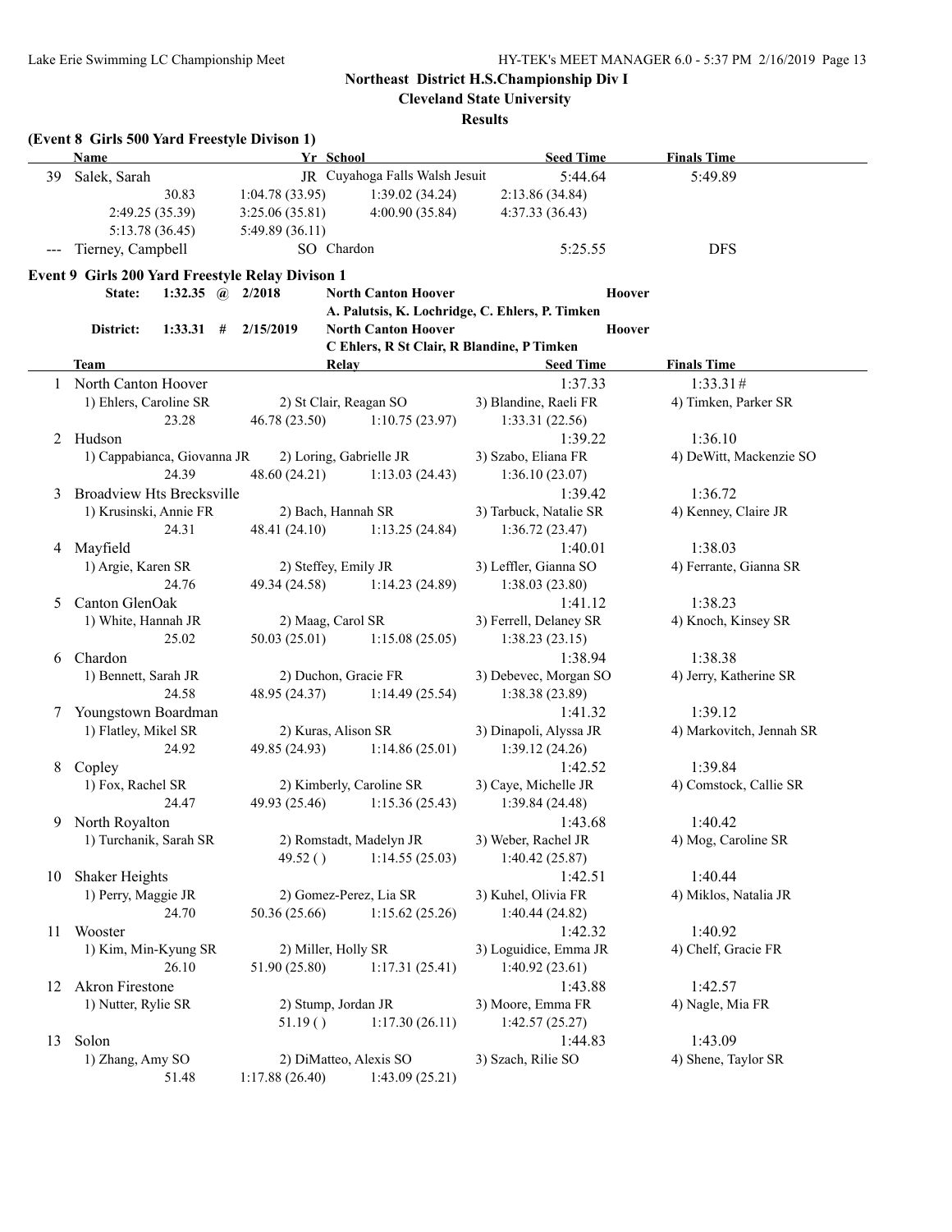**Northeast District H.S.Championship Div I**

**Cleveland State University**

**Results**

**(Event 8 Girls 500 Yard Freestyle Divison 1)**

| Name | Yr | School | Seed Time | Finals Time |
|---|---|---|---|---|
| 39 Salek, Sarah | JR | Cuyahoga Falls Walsh Jesuit | 5:44.64 | 5:49.89 |
| 30.83 | 1:04.78 (33.95) | 1:39.02 (34.24) | 2:13.86 (34.84) | |
| 2:49.25 (35.39) | 3:25.06 (35.81) | 4:00.90 (35.84) | 4:37.33 (36.43) | |
| 5:13.78 (36.45) | 5:49.89 (36.11) | | | |
| --- Tierney, Campbell | SO | Chardon | 5:25.55 | DFS |

**Event 9 Girls 200 Yard Freestyle Relay Divison 1**

State: 1:32.35 @ 2/2018 North Canton Hoover — Hoover
A. Palutsis, K. Lochridge, C. Ehlers, P. Timken

District: 1:33.31 # 2/15/2019 North Canton Hoover — Hoover
C Ehlers, R St Clair, R Blandine, P Timken

| Team | Relay | | Seed Time | Finals Time |
|---|---|---|---|---|
| 1 North Canton Hoover | | | 1:37.33 | 1:33.31# |
| 1) Ehlers, Caroline SR | 2) St Clair, Reagan SO | 3) Blandine, Raeli FR | 4) Timken, Parker SR | |
| 23.28 | 46.78 (23.50) | 1:10.75 (23.97) | 1:33.31 (22.56) | |
| 2 Hudson | | | 1:39.22 | 1:36.10 |
| 1) Cappabianca, Giovanna JR | 2) Loring, Gabrielle JR | 3) Szabo, Eliana FR | 4) DeWitt, Mackenzie SO | |
| 24.39 | 48.60 (24.21) | 1:13.03 (24.43) | 1:36.10 (23.07) | |
| 3 Broadview Hts Brecksville | | | 1:39.42 | 1:36.72 |
| 1) Krusinski, Annie FR | 2) Bach, Hannah SR | 3) Tarbuck, Natalie SR | 4) Kenney, Claire JR | |
| 24.31 | 48.41 (24.10) | 1:13.25 (24.84) | 1:36.72 (23.47) | |
| 4 Mayfield | | | 1:40.01 | 1:38.03 |
| 1) Argie, Karen SR | 2) Steffey, Emily JR | 3) Leffler, Gianna SO | 4) Ferrante, Gianna SR | |
| 24.76 | 49.34 (24.58) | 1:14.23 (24.89) | 1:38.03 (23.80) | |
| 5 Canton GlenOak | | | 1:41.12 | 1:38.23 |
| 1) White, Hannah JR | 2) Maag, Carol SR | 3) Ferrell, Delaney SR | 4) Knoch, Kinsey SR | |
| 25.02 | 50.03 (25.01) | 1:15.08 (25.05) | 1:38.23 (23.15) | |
| 6 Chardon | | | 1:38.94 | 1:38.38 |
| 1) Bennett, Sarah JR | 2) Duchon, Gracie FR | 3) Debevec, Morgan SO | 4) Jerry, Katherine SR | |
| 24.58 | 48.95 (24.37) | 1:14.49 (25.54) | 1:38.38 (23.89) | |
| 7 Youngstown Boardman | | | 1:41.32 | 1:39.12 |
| 1) Flatley, Mikel SR | 2) Kuras, Alison SR | 3) Dinapoli, Alyssa JR | 4) Markovitch, Jennah SR | |
| 24.92 | 49.85 (24.93) | 1:14.86 (25.01) | 1:39.12 (24.26) | |
| 8 Copley | | | 1:42.52 | 1:39.84 |
| 1) Fox, Rachel SR | 2) Kimberly, Caroline SR | 3) Caye, Michelle JR | 4) Comstock, Callie SR | |
| 24.47 | 49.93 (25.46) | 1:15.36 (25.43) | 1:39.84 (24.48) | |
| 9 North Royalton | | | 1:43.68 | 1:40.42 |
| 1) Turchanik, Sarah SR | 2) Romstadt, Madelyn JR | 3) Weber, Rachel JR | 4) Mog, Caroline SR | |
| | 49.52 ( ) | 1:14.55 (25.03) | 1:40.42 (25.87) | |
| 10 Shaker Heights | | | 1:42.51 | 1:40.44 |
| 1) Perry, Maggie JR | 2) Gomez-Perez, Lia SR | 3) Kuhel, Olivia FR | 4) Miklos, Natalia JR | |
| 24.70 | 50.36 (25.66) | 1:15.62 (25.26) | 1:40.44 (24.82) | |
| 11 Wooster | | | 1:42.32 | 1:40.92 |
| 1) Kim, Min-Kyung SR | 2) Miller, Holly SR | 3) Loguidice, Emma JR | 4) Chelf, Gracie FR | |
| 26.10 | 51.90 (25.80) | 1:17.31 (25.41) | 1:40.92 (23.61) | |
| 12 Akron Firestone | | | 1:43.88 | 1:42.57 |
| 1) Nutter, Rylie SR | 2) Stump, Jordan JR | 3) Moore, Emma FR | 4) Nagle, Mia FR | |
| | 51.19 ( ) | 1:17.30 (26.11) | 1:42.57 (25.27) | |
| 13 Solon | | | 1:44.83 | 1:43.09 |
| 1) Zhang, Amy SO | 2) DiMatteo, Alexis SO | 3) Szach, Rilie SO | 4) Shene, Taylor SR | |
| 51.48 | 1:17.88 (26.40) | 1:43.09 (25.21) | | |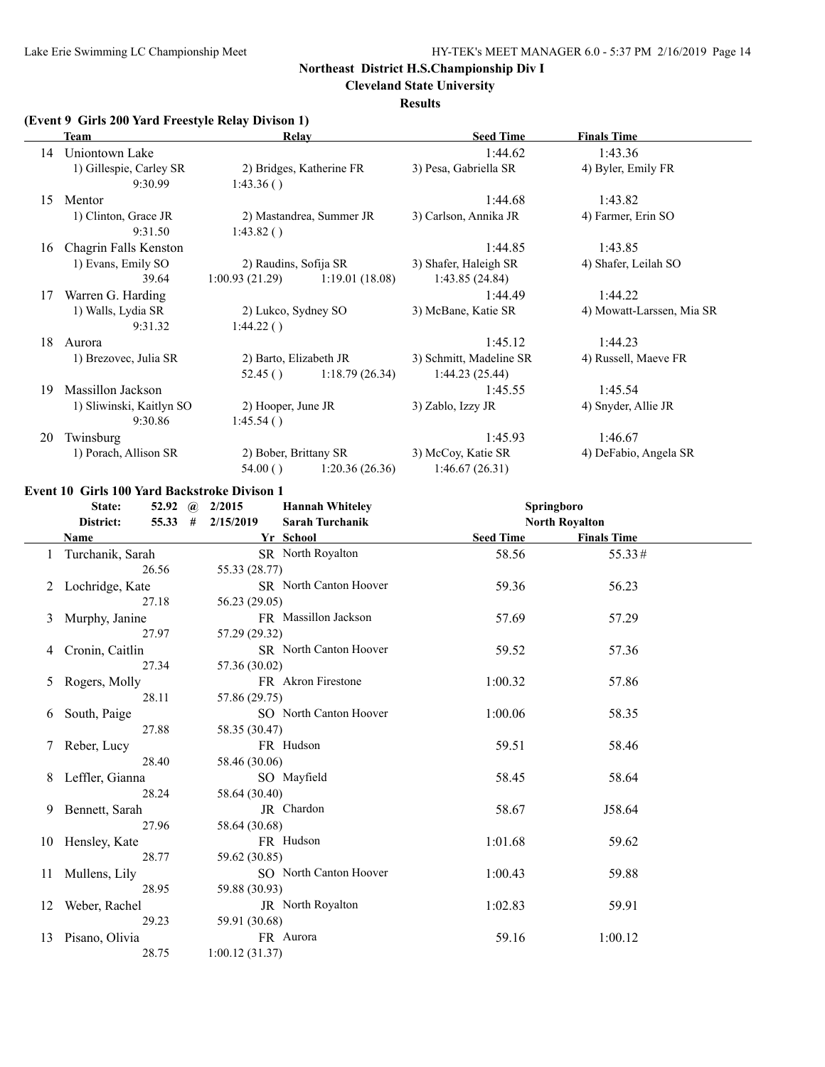**Northeast District H.S.Championship Div I**

**Cleveland State University**

**Results**

### (Event 9 Girls 200 Yard Freestyle Relay Divison 1)

| | Team | Relay | | Seed Time | Finals Time |
|---|---|---|---|---|---|
| 14 | Uniontown Lake | | | 1:44.62 | 1:43.36 |
| | 1) Gillespie, Carley SR | 2) Bridges, Katherine FR | | 3) Pesa, Gabriella SR | 4) Byler, Emily FR |
| | 9:30.99 | 1:43.36 ( ) | | | |
| 15 | Mentor | | | 1:44.68 | 1:43.82 |
| | 1) Clinton, Grace JR | 2) Mastandrea, Summer JR | | 3) Carlson, Annika JR | 4) Farmer, Erin SO |
| | 9:31.50 | 1:43.82 ( ) | | | |
| 16 | Chagrin Falls Kenston | | | 1:44.85 | 1:43.85 |
| | 1) Evans, Emily SO | 2) Raudins, Sofija SR | | 3) Shafer, Haleigh SR | 4) Shafer, Leilah SO |
| | 39.64 | 1:00.93 (21.29) | 1:19.01 (18.08) | 1:43.85 (24.84) | |
| 17 | Warren G. Harding | | | 1:44.49 | 1:44.22 |
| | 1) Walls, Lydia SR | 2) Lukco, Sydney SO | | 3) McBane, Katie SR | 4) Mowatt-Larssen, Mia SR |
| | 9:31.32 | 1:44.22 ( ) | | | |
| 18 | Aurora | | | 1:45.12 | 1:44.23 |
| | 1) Brezovec, Julia SR | 2) Barto, Elizabeth JR | | 3) Schmitt, Madeline SR | 4) Russell, Maeve FR |
| | | 52.45 ( ) | 1:18.79 (26.34) | 1:44.23 (25.44) | |
| 19 | Massillon Jackson | | | 1:45.55 | 1:45.54 |
| | 1) Sliwinski, Kaitlyn SO | 2) Hooper, June JR | | 3) Zablo, Izzy JR | 4) Snyder, Allie JR |
| | 9:30.86 | 1:45.54 ( ) | | | |
| 20 | Twinsburg | | | 1:45.93 | 1:46.67 |
| | 1) Porach, Allison SR | 2) Bober, Brittany SR | | 3) McCoy, Katie SR | 4) DeFabio, Angela SR |
| | | 54.00 ( ) | 1:20.36 (26.36) | 1:46.67 (26.31) | |

### Event 10 Girls 100 Yard Backstroke Divison 1

| | | | | |
|---|---|---|---|---|
| State: | 52.92 @ | 2/2015 | Hannah Whiteley | Springboro |
| District: | 55.33 # | 2/15/2019 | Sarah Turchanik | North Royalton |

| | Name | Yr | School | Seed Time | Finals Time |
|---|---|---|---|---|---|
| 1 | Turchanik, Sarah | SR | North Royalton | 58.56 | 55.33# |
| | 26.56 | 55.33 (28.77) | | | |
| 2 | Lochridge, Kate | SR | North Canton Hoover | 59.36 | 56.23 |
| | 27.18 | 56.23 (29.05) | | | |
| 3 | Murphy, Janine | FR | Massillon Jackson | 57.69 | 57.29 |
| | 27.97 | 57.29 (29.32) | | | |
| 4 | Cronin, Caitlin | SR | North Canton Hoover | 59.52 | 57.36 |
| | 27.34 | 57.36 (30.02) | | | |
| 5 | Rogers, Molly | FR | Akron Firestone | 1:00.32 | 57.86 |
| | 28.11 | 57.86 (29.75) | | | |
| 6 | South, Paige | SO | North Canton Hoover | 1:00.06 | 58.35 |
| | 27.88 | 58.35 (30.47) | | | |
| 7 | Reber, Lucy | FR | Hudson | 59.51 | 58.46 |
| | 28.40 | 58.46 (30.06) | | | |
| 8 | Leffler, Gianna | SO | Mayfield | 58.45 | 58.64 |
| | 28.24 | 58.64 (30.40) | | | |
| 9 | Bennett, Sarah | JR | Chardon | 58.67 | J58.64 |
| | 27.96 | 58.64 (30.68) | | | |
| 10 | Hensley, Kate | FR | Hudson | 1:01.68 | 59.62 |
| | 28.77 | 59.62 (30.85) | | | |
| 11 | Mullens, Lily | SO | North Canton Hoover | 1:00.43 | 59.88 |
| | 28.95 | 59.88 (30.93) | | | |
| 12 | Weber, Rachel | JR | North Royalton | 1:02.83 | 59.91 |
| | 29.23 | 59.91 (30.68) | | | |
| 13 | Pisano, Olivia | FR | Aurora | 59.16 | 1:00.12 |
| | 28.75 | 1:00.12 (31.37) | | | |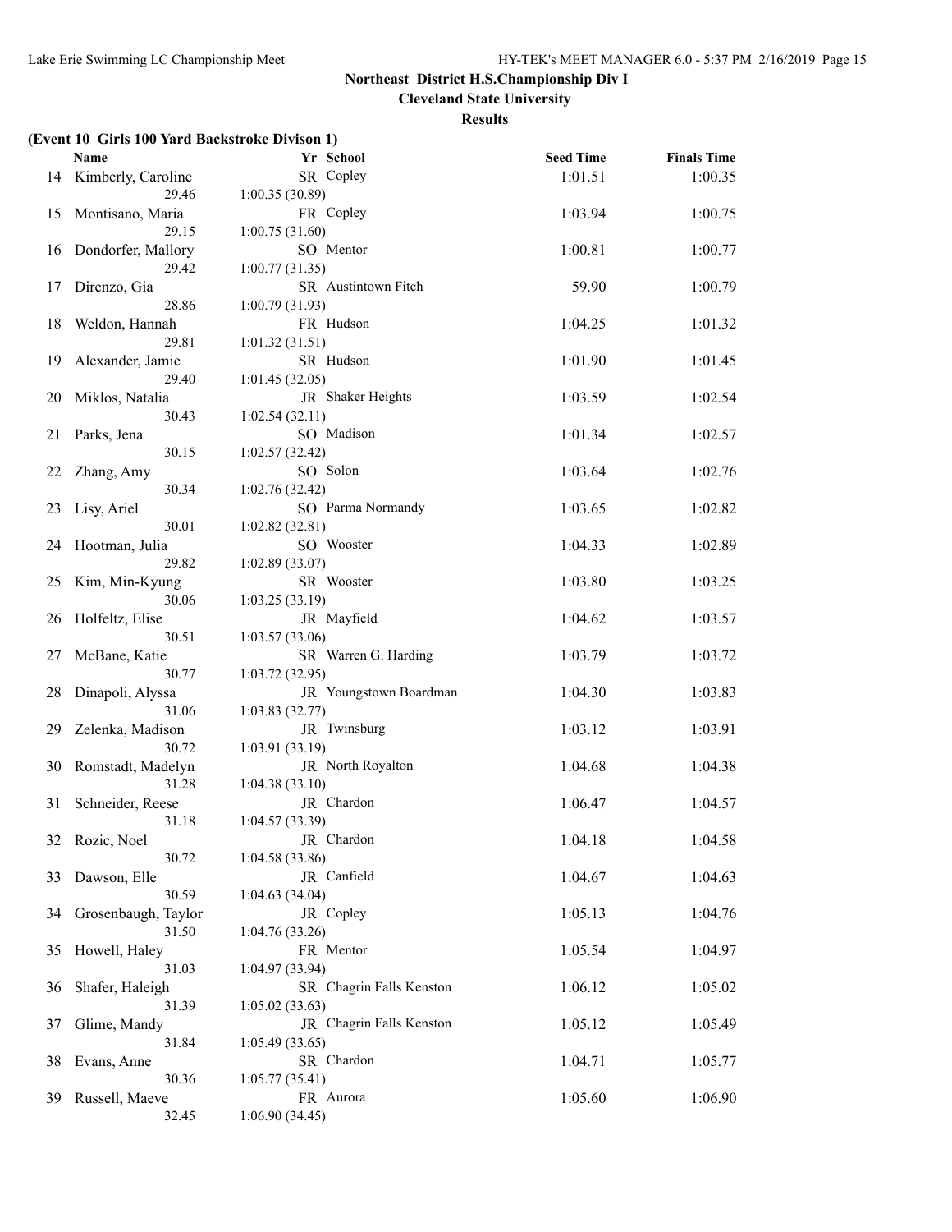**Northeast District H.S.Championship Div I**

**Cleveland State University**

**Results**

**(Event 10 Girls 100 Yard Backstroke Divison 1)**

| | Name | Yr | School | Seed Time | Finals Time |
|---|---|---|---|---|---|
| 14 | Kimberly, Caroline | SR | Copley | 1:01.51 | 1:00.35 |
| | 29.46 | 1:00.35 (30.89) | | | |
| 15 | Montisano, Maria | FR | Copley | 1:03.94 | 1:00.75 |
| | 29.15 | 1:00.75 (31.60) | | | |
| 16 | Dondorfer, Mallory | SO | Mentor | 1:00.81 | 1:00.77 |
| | 29.42 | 1:00.77 (31.35) | | | |
| 17 | Direnzo, Gia | SR | Austintown Fitch | 59.90 | 1:00.79 |
| | 28.86 | 1:00.79 (31.93) | | | |
| 18 | Weldon, Hannah | FR | Hudson | 1:04.25 | 1:01.32 |
| | 29.81 | 1:01.32 (31.51) | | | |
| 19 | Alexander, Jamie | SR | Hudson | 1:01.90 | 1:01.45 |
| | 29.40 | 1:01.45 (32.05) | | | |
| 20 | Miklos, Natalia | JR | Shaker Heights | 1:03.59 | 1:02.54 |
| | 30.43 | 1:02.54 (32.11) | | | |
| 21 | Parks, Jena | SO | Madison | 1:01.34 | 1:02.57 |
| | 30.15 | 1:02.57 (32.42) | | | |
| 22 | Zhang, Amy | SO | Solon | 1:03.64 | 1:02.76 |
| | 30.34 | 1:02.76 (32.42) | | | |
| 23 | Lisy, Ariel | SO | Parma Normandy | 1:03.65 | 1:02.82 |
| | 30.01 | 1:02.82 (32.81) | | | |
| 24 | Hootman, Julia | SO | Wooster | 1:04.33 | 1:02.89 |
| | 29.82 | 1:02.89 (33.07) | | | |
| 25 | Kim, Min-Kyung | SR | Wooster | 1:03.80 | 1:03.25 |
| | 30.06 | 1:03.25 (33.19) | | | |
| 26 | Holfeltz, Elise | JR | Mayfield | 1:04.62 | 1:03.57 |
| | 30.51 | 1:03.57 (33.06) | | | |
| 27 | McBane, Katie | SR | Warren G. Harding | 1:03.79 | 1:03.72 |
| | 30.77 | 1:03.72 (32.95) | | | |
| 28 | Dinapoli, Alyssa | JR | Youngstown Boardman | 1:04.30 | 1:03.83 |
| | 31.06 | 1:03.83 (32.77) | | | |
| 29 | Zelenka, Madison | JR | Twinsburg | 1:03.12 | 1:03.91 |
| | 30.72 | 1:03.91 (33.19) | | | |
| 30 | Romstadt, Madelyn | JR | North Royalton | 1:04.68 | 1:04.38 |
| | 31.28 | 1:04.38 (33.10) | | | |
| 31 | Schneider, Reese | JR | Chardon | 1:06.47 | 1:04.57 |
| | 31.18 | 1:04.57 (33.39) | | | |
| 32 | Rozic, Noel | JR | Chardon | 1:04.18 | 1:04.58 |
| | 30.72 | 1:04.58 (33.86) | | | |
| 33 | Dawson, Elle | JR | Canfield | 1:04.67 | 1:04.63 |
| | 30.59 | 1:04.63 (34.04) | | | |
| 34 | Grosenbaugh, Taylor | JR | Copley | 1:05.13 | 1:04.76 |
| | 31.50 | 1:04.76 (33.26) | | | |
| 35 | Howell, Haley | FR | Mentor | 1:05.54 | 1:04.97 |
| | 31.03 | 1:04.97 (33.94) | | | |
| 36 | Shafer, Haleigh | SR | Chagrin Falls Kenston | 1:06.12 | 1:05.02 |
| | 31.39 | 1:05.02 (33.63) | | | |
| 37 | Glime, Mandy | JR | Chagrin Falls Kenston | 1:05.12 | 1:05.49 |
| | 31.84 | 1:05.49 (33.65) | | | |
| 38 | Evans, Anne | SR | Chardon | 1:04.71 | 1:05.77 |
| | 30.36 | 1:05.77 (35.41) | | | |
| 39 | Russell, Maeve | FR | Aurora | 1:05.60 | 1:06.90 |
| | 32.45 | 1:06.90 (34.45) | | | |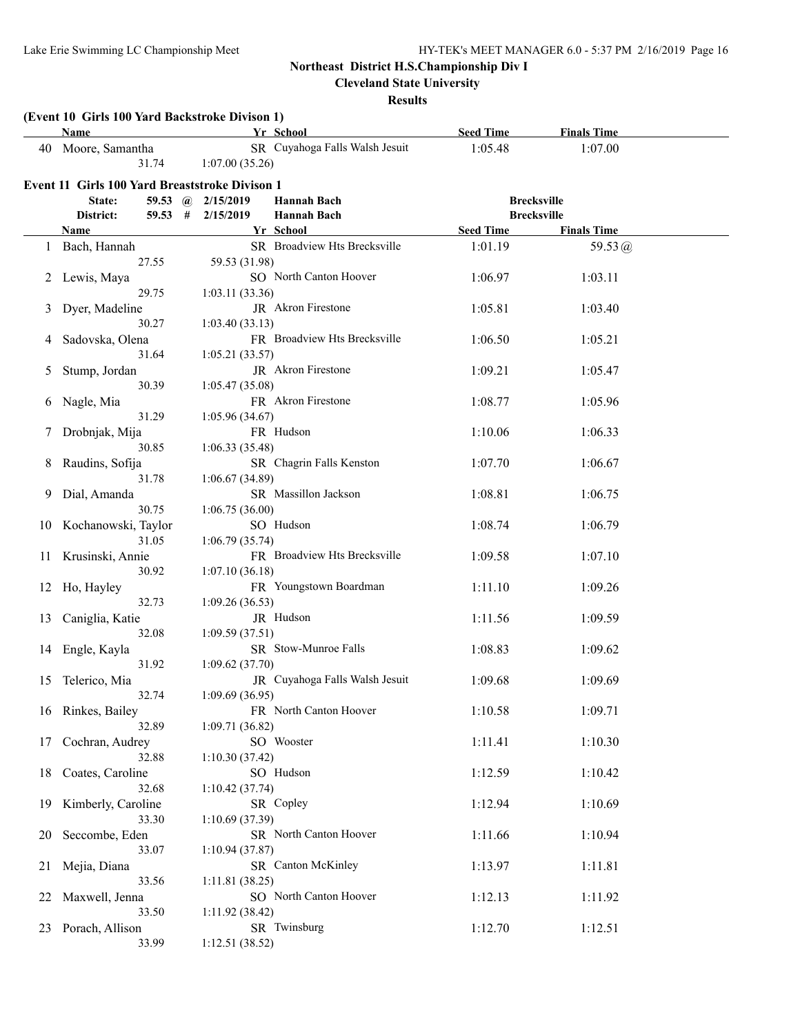**Northeast District H.S.Championship Div I**

**Cleveland State University**

**Results**

**(Event 10 Girls 100 Yard Backstroke Divison 1)**

| | Name | Yr | School | Seed Time | Finals Time |
|---|---|---|---|---|---|
| 40 | Moore, Samantha | SR | Cuyahoga Falls Walsh Jesuit | 1:05.48 | 1:07.00 |
| | 31.74 | 1:07.00 (35.26) | | | |

**Event 11 Girls 100 Yard Breaststroke Divison 1**

| | | | | |
|---|---|---|---|---|
| State: | 59.53 @ | 2/15/2019 | Hannah Bach | Brecksville |
| District: | 59.53 # | 2/15/2019 | Hannah Bach | Brecksville |

| | Name | Yr | School | Seed Time | Finals Time |
|---|---|---|---|---|---|
| 1 | Bach, Hannah | SR | Broadview Hts Brecksville | 1:01.19 | 59.53@ |
| | 27.55 | 59.53 (31.98) | | | |
| 2 | Lewis, Maya | SO | North Canton Hoover | 1:06.97 | 1:03.11 |
| | 29.75 | 1:03.11 (33.36) | | | |
| 3 | Dyer, Madeline | JR | Akron Firestone | 1:05.81 | 1:03.40 |
| | 30.27 | 1:03.40 (33.13) | | | |
| 4 | Sadovska, Olena | FR | Broadview Hts Brecksville | 1:06.50 | 1:05.21 |
| | 31.64 | 1:05.21 (33.57) | | | |
| 5 | Stump, Jordan | JR | Akron Firestone | 1:09.21 | 1:05.47 |
| | 30.39 | 1:05.47 (35.08) | | | |
| 6 | Nagle, Mia | FR | Akron Firestone | 1:08.77 | 1:05.96 |
| | 31.29 | 1:05.96 (34.67) | | | |
| 7 | Drobnjak, Mija | FR | Hudson | 1:10.06 | 1:06.33 |
| | 30.85 | 1:06.33 (35.48) | | | |
| 8 | Raudins, Sofija | SR | Chagrin Falls Kenston | 1:07.70 | 1:06.67 |
| | 31.78 | 1:06.67 (34.89) | | | |
| 9 | Dial, Amanda | SR | Massillon Jackson | 1:08.81 | 1:06.75 |
| | 30.75 | 1:06.75 (36.00) | | | |
| 10 | Kochanowski, Taylor | SO | Hudson | 1:08.74 | 1:06.79 |
| | 31.05 | 1:06.79 (35.74) | | | |
| 11 | Krusinski, Annie | FR | Broadview Hts Brecksville | 1:09.58 | 1:07.10 |
| | 30.92 | 1:07.10 (36.18) | | | |
| 12 | Ho, Hayley | FR | Youngstown Boardman | 1:11.10 | 1:09.26 |
| | 32.73 | 1:09.26 (36.53) | | | |
| 13 | Caniglia, Katie | JR | Hudson | 1:11.56 | 1:09.59 |
| | 32.08 | 1:09.59 (37.51) | | | |
| 14 | Engle, Kayla | SR | Stow-Munroe Falls | 1:08.83 | 1:09.62 |
| | 31.92 | 1:09.62 (37.70) | | | |
| 15 | Telerico, Mia | JR | Cuyahoga Falls Walsh Jesuit | 1:09.68 | 1:09.69 |
| | 32.74 | 1:09.69 (36.95) | | | |
| 16 | Rinkes, Bailey | FR | North Canton Hoover | 1:10.58 | 1:09.71 |
| | 32.89 | 1:09.71 (36.82) | | | |
| 17 | Cochran, Audrey | SO | Wooster | 1:11.41 | 1:10.30 |
| | 32.88 | 1:10.30 (37.42) | | | |
| 18 | Coates, Caroline | SO | Hudson | 1:12.59 | 1:10.42 |
| | 32.68 | 1:10.42 (37.74) | | | |
| 19 | Kimberly, Caroline | SR | Copley | 1:12.94 | 1:10.69 |
| | 33.30 | 1:10.69 (37.39) | | | |
| 20 | Seccombe, Eden | SR | North Canton Hoover | 1:11.66 | 1:10.94 |
| | 33.07 | 1:10.94 (37.87) | | | |
| 21 | Mejia, Diana | SR | Canton McKinley | 1:13.97 | 1:11.81 |
| | 33.56 | 1:11.81 (38.25) | | | |
| 22 | Maxwell, Jenna | SO | North Canton Hoover | 1:12.13 | 1:11.92 |
| | 33.50 | 1:11.92 (38.42) | | | |
| 23 | Porach, Allison | SR | Twinsburg | 1:12.70 | 1:12.51 |
| | 33.99 | 1:12.51 (38.52) | | | |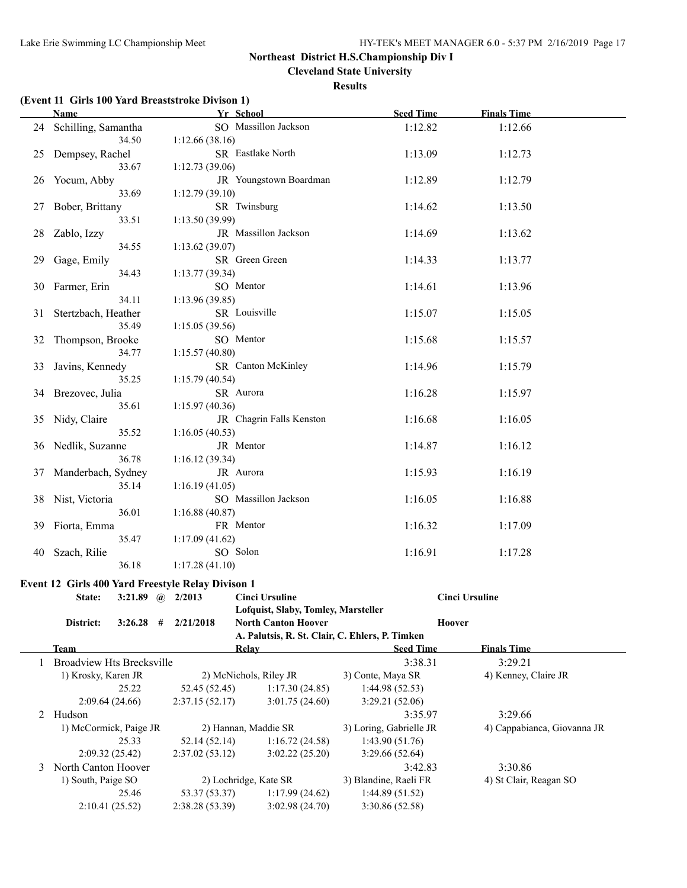## Northeast District H.S.Championship Div I

### Cleveland State University

### Results

**(Event 11 Girls 100 Yard Breaststroke Divison 1)**

| | Name | Yr | School | Seed Time | Finals Time |
|---|---|---|---|---|---|
| 24 | Schilling, Samantha | SO | Massillon Jackson | 1:12.82 | 1:12.66 |
| | 34.50 | 1:12.66 (38.16) | | | |
| 25 | Dempsey, Rachel | SR | Eastlake North | 1:13.09 | 1:12.73 |
| | 33.67 | 1:12.73 (39.06) | | | |
| 26 | Yocum, Abby | JR | Youngstown Boardman | 1:12.89 | 1:12.79 |
| | 33.69 | 1:12.79 (39.10) | | | |
| 27 | Bober, Brittany | SR | Twinsburg | 1:14.62 | 1:13.50 |
| | 33.51 | 1:13.50 (39.99) | | | |
| 28 | Zablo, Izzy | JR | Massillon Jackson | 1:14.69 | 1:13.62 |
| | 34.55 | 1:13.62 (39.07) | | | |
| 29 | Gage, Emily | SR | Green Green | 1:14.33 | 1:13.77 |
| | 34.43 | 1:13.77 (39.34) | | | |
| 30 | Farmer, Erin | SO | Mentor | 1:14.61 | 1:13.96 |
| | 34.11 | 1:13.96 (39.85) | | | |
| 31 | Stertzbach, Heather | SR | Louisville | 1:15.07 | 1:15.05 |
| | 35.49 | 1:15.05 (39.56) | | | |
| 32 | Thompson, Brooke | SO | Mentor | 1:15.68 | 1:15.57 |
| | 34.77 | 1:15.57 (40.80) | | | |
| 33 | Javins, Kennedy | SR | Canton McKinley | 1:14.96 | 1:15.79 |
| | 35.25 | 1:15.79 (40.54) | | | |
| 34 | Brezovec, Julia | SR | Aurora | 1:16.28 | 1:15.97 |
| | 35.61 | 1:15.97 (40.36) | | | |
| 35 | Nidy, Claire | JR | Chagrin Falls Kenston | 1:16.68 | 1:16.05 |
| | 35.52 | 1:16.05 (40.53) | | | |
| 36 | Nedlik, Suzanne | JR | Mentor | 1:14.87 | 1:16.12 |
| | 36.78 | 1:16.12 (39.34) | | | |
| 37 | Manderbach, Sydney | JR | Aurora | 1:15.93 | 1:16.19 |
| | 35.14 | 1:16.19 (41.05) | | | |
| 38 | Nist, Victoria | SO | Massillon Jackson | 1:16.05 | 1:16.88 |
| | 36.01 | 1:16.88 (40.87) | | | |
| 39 | Fiorta, Emma | FR | Mentor | 1:16.32 | 1:17.09 |
| | 35.47 | 1:17.09 (41.62) | | | |
| 40 | Szach, Rilie | SO | Solon | 1:16.91 | 1:17.28 |
| | 36.18 | 1:17.28 (41.10) | | | |

**Event 12 Girls 400 Yard Freestyle Relay Divison 1**

State: 3:21.89 @ 2/2013 Cinci Ursuline — Cinci Ursuline
Lofquist, Slaby, Tomley, Marsteller

District: 3:26.28 # 2/21/2018 North Canton Hoover — Hoover
A. Palutsis, R. St. Clair, C. Ehlers, P. Timken

| | Team | Relay | | Seed Time | Finals Time |
|---|---|---|---|---|---|
| 1 | Broadview Hts Brecksville | | | 3:38.31 | 3:29.21 |
| | 1) Krosky, Karen JR | 2) McNichols, Riley JR | | 3) Conte, Maya SR | 4) Kenney, Claire JR |
| | 25.22 | 52.45 (52.45) | 1:17.30 (24.85) | 1:44.98 (52.53) | |
| | 2:09.64 (24.66) | 2:37.15 (52.17) | 3:01.75 (24.60) | 3:29.21 (52.06) | |
| 2 | Hudson | | | 3:35.97 | 3:29.66 |
| | 1) McCormick, Paige JR | 2) Hannan, Maddie SR | | 3) Loring, Gabrielle JR | 4) Cappabianca, Giovanna JR |
| | 25.33 | 52.14 (52.14) | 1:16.72 (24.58) | 1:43.90 (51.76) | |
| | 2:09.32 (25.42) | 2:37.02 (53.12) | 3:02.22 (25.20) | 3:29.66 (52.64) | |
| 3 | North Canton Hoover | | | 3:42.83 | 3:30.86 |
| | 1) South, Paige SO | 2) Lochridge, Kate SR | | 3) Blandine, Raeli FR | 4) St Clair, Reagan SO |
| | 25.46 | 53.37 (53.37) | 1:17.99 (24.62) | 1:44.89 (51.52) | |
| | 2:10.41 (25.52) | 2:38.28 (53.39) | 3:02.98 (24.70) | 3:30.86 (52.58) | |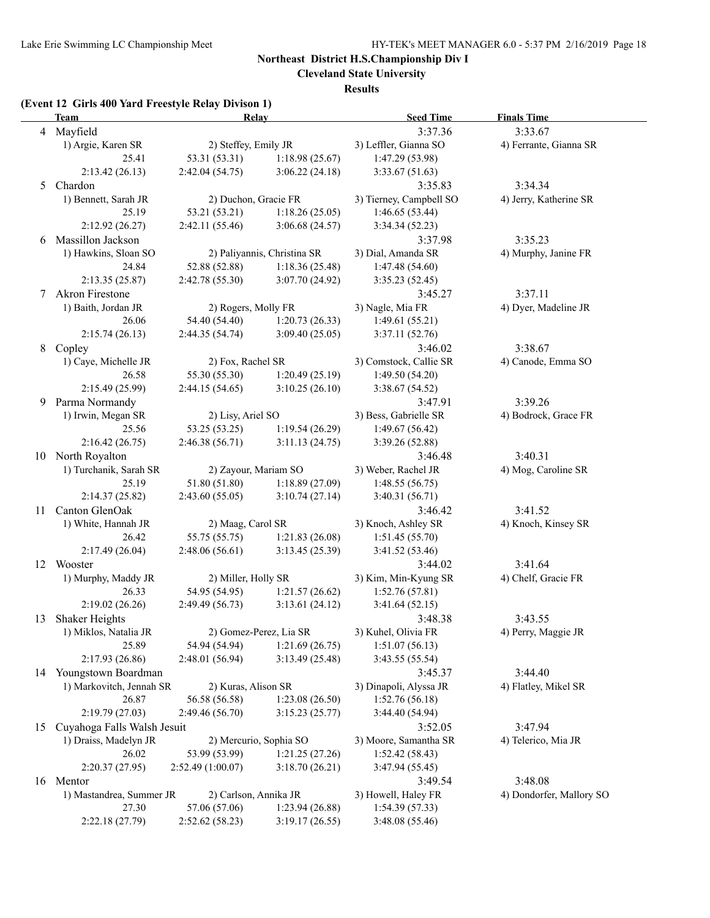## Northeast District H.S.Championship Div I

### Cleveland State University

### Results

**(Event 12 Girls 400 Yard Freestyle Relay Divison 1)**

| | Team | Relay | | Seed Time | Finals Time |
|---|---|---|---|---|---|
| 4 | Mayfield | | | 3:37.36 | 3:33.67 |
| | 1) Argie, Karen SR | 2) Steffey, Emily JR | | 3) Leffler, Gianna SO | 4) Ferrante, Gianna SR |
| | 25.41 | 53.31 (53.31) | 1:18.98 (25.67) | 1:47.29 (53.98) | |
| | 2:13.42 (26.13) | 2:42.04 (54.75) | 3:06.22 (24.18) | 3:33.67 (51.63) | |
| 5 | Chardon | | | 3:35.83 | 3:34.34 |
| | 1) Bennett, Sarah JR | 2) Duchon, Gracie FR | | 3) Tierney, Campbell SO | 4) Jerry, Katherine SR |
| | 25.19 | 53.21 (53.21) | 1:18.26 (25.05) | 1:46.65 (53.44) | |
| | 2:12.92 (26.27) | 2:42.11 (55.46) | 3:06.68 (24.57) | 3:34.34 (52.23) | |
| 6 | Massillon Jackson | | | 3:37.98 | 3:35.23 |
| | 1) Hawkins, Sloan SO | 2) Paliyannis, Christina SR | | 3) Dial, Amanda SR | 4) Murphy, Janine FR |
| | 24.84 | 52.88 (52.88) | 1:18.36 (25.48) | 1:47.48 (54.60) | |
| | 2:13.35 (25.87) | 2:42.78 (55.30) | 3:07.70 (24.92) | 3:35.23 (52.45) | |
| 7 | Akron Firestone | | | 3:45.27 | 3:37.11 |
| | 1) Baith, Jordan JR | 2) Rogers, Molly FR | | 3) Nagle, Mia FR | 4) Dyer, Madeline JR |
| | 26.06 | 54.40 (54.40) | 1:20.73 (26.33) | 1:49.61 (55.21) | |
| | 2:15.74 (26.13) | 2:44.35 (54.74) | 3:09.40 (25.05) | 3:37.11 (52.76) | |
| 8 | Copley | | | 3:46.02 | 3:38.67 |
| | 1) Caye, Michelle JR | 2) Fox, Rachel SR | | 3) Comstock, Callie SR | 4) Canode, Emma SO |
| | 26.58 | 55.30 (55.30) | 1:20.49 (25.19) | 1:49.50 (54.20) | |
| | 2:15.49 (25.99) | 2:44.15 (54.65) | 3:10.25 (26.10) | 3:38.67 (54.52) | |
| 9 | Parma Normandy | | | 3:47.91 | 3:39.26 |
| | 1) Irwin, Megan SR | 2) Lisy, Ariel SO | | 3) Bess, Gabrielle SR | 4) Bodrock, Grace FR |
| | 25.56 | 53.25 (53.25) | 1:19.54 (26.29) | 1:49.67 (56.42) | |
| | 2:16.42 (26.75) | 2:46.38 (56.71) | 3:11.13 (24.75) | 3:39.26 (52.88) | |
| 10 | North Royalton | | | 3:46.48 | 3:40.31 |
| | 1) Turchanik, Sarah SR | 2) Zayour, Mariam SO | | 3) Weber, Rachel JR | 4) Mog, Caroline SR |
| | 25.19 | 51.80 (51.80) | 1:18.89 (27.09) | 1:48.55 (56.75) | |
| | 2:14.37 (25.82) | 2:43.60 (55.05) | 3:10.74 (27.14) | 3:40.31 (56.71) | |
| 11 | Canton GlenOak | | | 3:46.42 | 3:41.52 |
| | 1) White, Hannah JR | 2) Maag, Carol SR | | 3) Knoch, Ashley SR | 4) Knoch, Kinsey SR |
| | 26.42 | 55.75 (55.75) | 1:21.83 (26.08) | 1:51.45 (55.70) | |
| | 2:17.49 (26.04) | 2:48.06 (56.61) | 3:13.45 (25.39) | 3:41.52 (53.46) | |
| 12 | Wooster | | | 3:44.02 | 3:41.64 |
| | 1) Murphy, Maddy JR | 2) Miller, Holly SR | | 3) Kim, Min-Kyung SR | 4) Chelf, Gracie FR |
| | 26.33 | 54.95 (54.95) | 1:21.57 (26.62) | 1:52.76 (57.81) | |
| | 2:19.02 (26.26) | 2:49.49 (56.73) | 3:13.61 (24.12) | 3:41.64 (52.15) | |
| 13 | Shaker Heights | | | 3:48.38 | 3:43.55 |
| | 1) Miklos, Natalia JR | 2) Gomez-Perez, Lia SR | | 3) Kuhel, Olivia FR | 4) Perry, Maggie JR |
| | 25.89 | 54.94 (54.94) | 1:21.69 (26.75) | 1:51.07 (56.13) | |
| | 2:17.93 (26.86) | 2:48.01 (56.94) | 3:13.49 (25.48) | 3:43.55 (55.54) | |
| 14 | Youngstown Boardman | | | 3:45.37 | 3:44.40 |
| | 1) Markovitch, Jennah SR | 2) Kuras, Alison SR | | 3) Dinapoli, Alyssa JR | 4) Flatley, Mikel SR |
| | 26.87 | 56.58 (56.58) | 1:23.08 (26.50) | 1:52.76 (56.18) | |
| | 2:19.79 (27.03) | 2:49.46 (56.70) | 3:15.23 (25.77) | 3:44.40 (54.94) | |
| 15 | Cuyahoga Falls Walsh Jesuit | | | 3:52.05 | 3:47.94 |
| | 1) Draiss, Madelyn JR | 2) Mercurio, Sophia SO | | 3) Moore, Samantha SR | 4) Telerico, Mia JR |
| | 26.02 | 53.99 (53.99) | 1:21.25 (27.26) | 1:52.42 (58.43) | |
| | 2:20.37 (27.95) | 2:52.49 (1:00.07) | 3:18.70 (26.21) | 3:47.94 (55.45) | |
| 16 | Mentor | | | 3:49.54 | 3:48.08 |
| | 1) Mastandrea, Summer JR | 2) Carlson, Annika JR | | 3) Howell, Haley FR | 4) Dondorfer, Mallory SO |
| | 27.30 | 57.06 (57.06) | 1:23.94 (26.88) | 1:54.39 (57.33) | |
| | 2:22.18 (27.79) | 2:52.62 (58.23) | 3:19.17 (26.55) | 3:48.08 (55.46) | |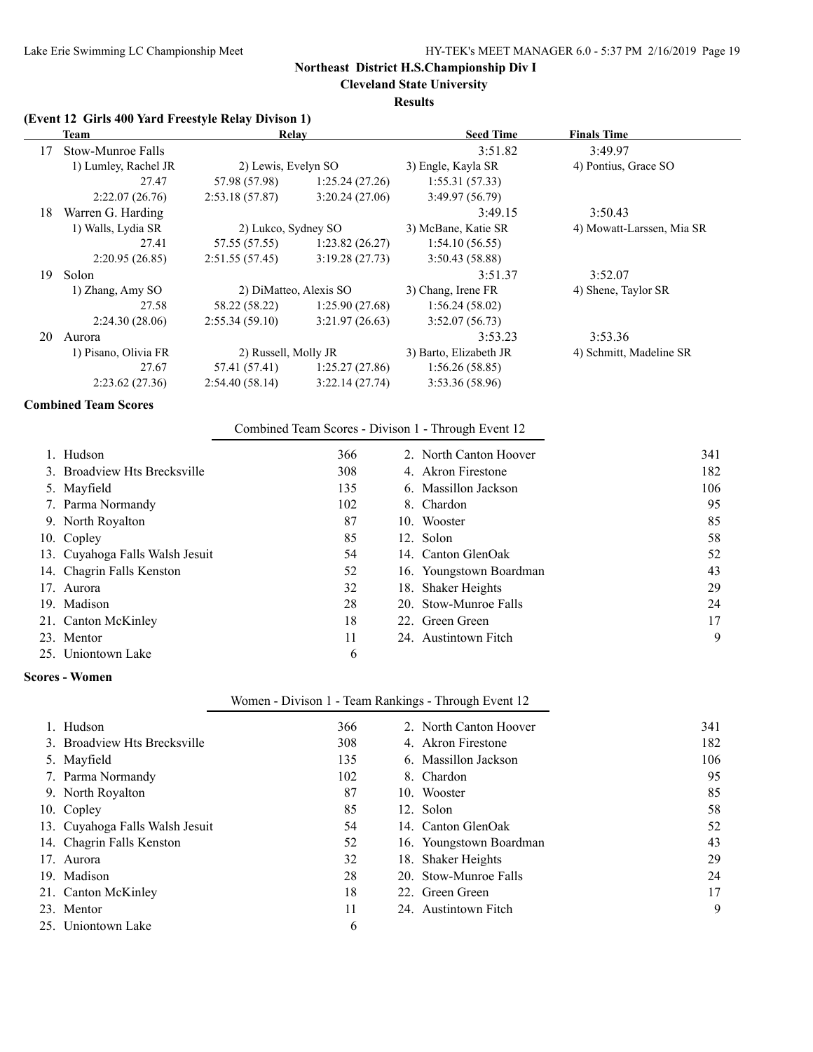**Northeast District H.S.Championship Div I**

**Cleveland State University**

**Results**

### (Event 12 Girls 400 Yard Freestyle Relay Divison 1)

| | Team | Relay | | Seed Time | Finals Time |
|---|---|---|---|---|---|
| 17 | Stow-Munroe Falls | | | 3:51.82 | 3:49.97 |
| | 1) Lumley, Rachel JR | 2) Lewis, Evelyn SO | | 3) Engle, Kayla SR | 4) Pontius, Grace SO |
| | 27.47 | 57.98 (57.98) | 1:25.24 (27.26) | 1:55.31 (57.33) | |
| | 2:22.07 (26.76) | 2:53.18 (57.87) | 3:20.24 (27.06) | 3:49.97 (56.79) | |
| 18 | Warren G. Harding | | | 3:49.15 | 3:50.43 |
| | 1) Walls, Lydia SR | 2) Lukco, Sydney SO | | 3) McBane, Katie SR | 4) Mowatt-Larssen, Mia SR |
| | 27.41 | 57.55 (57.55) | 1:23.82 (26.27) | 1:54.10 (56.55) | |
| | 2:20.95 (26.85) | 2:51.55 (57.45) | 3:19.28 (27.73) | 3:50.43 (58.88) | |
| 19 | Solon | | | 3:51.37 | 3:52.07 |
| | 1) Zhang, Amy SO | 2) DiMatteo, Alexis SO | | 3) Chang, Irene FR | 4) Shene, Taylor SR |
| | 27.58 | 58.22 (58.22) | 1:25.90 (27.68) | 1:56.24 (58.02) | |
| | 2:24.30 (28.06) | 2:55.34 (59.10) | 3:21.97 (26.63) | 3:52.07 (56.73) | |
| 20 | Aurora | | | 3:53.23 | 3:53.36 |
| | 1) Pisano, Olivia FR | 2) Russell, Molly JR | | 3) Barto, Elizabeth JR | 4) Schmitt, Madeline SR |
| | 27.67 | 57.41 (57.41) | 1:25.27 (27.86) | 1:56.26 (58.85) | |
| | 2:23.62 (27.36) | 2:54.40 (58.14) | 3:22.14 (27.74) | 3:53.36 (58.96) | |

### Combined Team Scores

Combined Team Scores - Divison 1 - Through Event 12

| | | | | | |
|---|---|---|---|---|---|
| 1. | Hudson | 366 | 2. | North Canton Hoover | 341 |
| 3. | Broadview Hts Brecksville | 308 | 4. | Akron Firestone | 182 |
| 5. | Mayfield | 135 | 6. | Massillon Jackson | 106 |
| 7. | Parma Normandy | 102 | 8. | Chardon | 95 |
| 9. | North Royalton | 87 | 10. | Wooster | 85 |
| 10. | Copley | 85 | 12. | Solon | 58 |
| 13. | Cuyahoga Falls Walsh Jesuit | 54 | 14. | Canton GlenOak | 52 |
| 14. | Chagrin Falls Kenston | 52 | 16. | Youngstown Boardman | 43 |
| 17. | Aurora | 32 | 18. | Shaker Heights | 29 |
| 19. | Madison | 28 | 20. | Stow-Munroe Falls | 24 |
| 21. | Canton McKinley | 18 | 22. | Green Green | 17 |
| 23. | Mentor | 11 | 24. | Austintown Fitch | 9 |
| 25. | Uniontown Lake | 6 | | | |

### Scores - Women

Women - Divison 1 - Team Rankings - Through Event 12

| | | | | | |
|---|---|---|---|---|---|
| 1. | Hudson | 366 | 2. | North Canton Hoover | 341 |
| 3. | Broadview Hts Brecksville | 308 | 4. | Akron Firestone | 182 |
| 5. | Mayfield | 135 | 6. | Massillon Jackson | 106 |
| 7. | Parma Normandy | 102 | 8. | Chardon | 95 |
| 9. | North Royalton | 87 | 10. | Wooster | 85 |
| 10. | Copley | 85 | 12. | Solon | 58 |
| 13. | Cuyahoga Falls Walsh Jesuit | 54 | 14. | Canton GlenOak | 52 |
| 14. | Chagrin Falls Kenston | 52 | 16. | Youngstown Boardman | 43 |
| 17. | Aurora | 32 | 18. | Shaker Heights | 29 |
| 19. | Madison | 28 | 20. | Stow-Munroe Falls | 24 |
| 21. | Canton McKinley | 18 | 22. | Green Green | 17 |
| 23. | Mentor | 11 | 24. | Austintown Fitch | 9 |
| 25. | Uniontown Lake | 6 | | | |